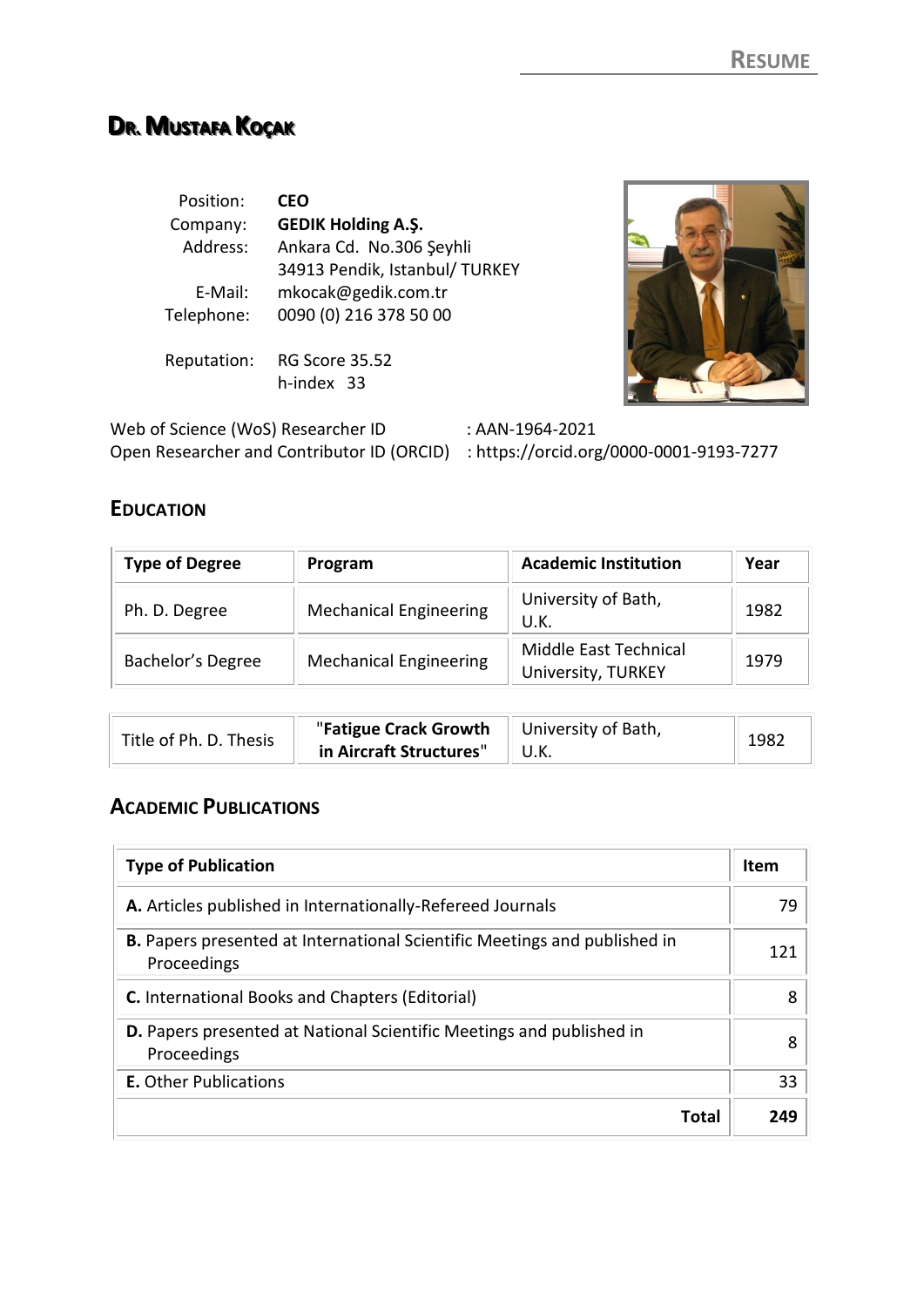RESUME

# DR. MUSTAFA KOÇAK

Position: **CEO**
Company: **GEDIK Holding A.Ş.**
Address: Ankara Cd. No.306 Şeyhli
34913 Pendik, Istanbul/ TURKEY
E-Mail: mkocak@gedik.com.tr
Telephone: 0090 (0) 216 378 50 00

Reputation: RG Score 35.52
h-index 33

Web of Science (WoS) Researcher ID : AAN-1964-2021
Open Researcher and Contributor ID (ORCID) : https://orcid.org/0000-0001-9193-7277

## EDUCATION

| Type of Degree | Program | Academic Institution | Year |
|---|---|---|---|
| Ph. D. Degree | Mechanical Engineering | University of Bath, U.K. | 1982 |
| Bachelor's Degree | Mechanical Engineering | Middle East Technical University, TURKEY | 1979 |

| | | | |
|---|---|---|---|
| Title of Ph. D. Thesis | "**Fatigue Crack Growth in Aircraft Structures**" | University of Bath, U.K. | 1982 |

## ACADEMIC PUBLICATIONS

| Type of Publication | Item |
|---|---|
| **A.** Articles published in Internationally-Refereed Journals | 79 |
| **B.** Papers presented at International Scientific Meetings and published in Proceedings | 121 |
| **C.** International Books and Chapters (Editorial) | 8 |
| **D.** Papers presented at National Scientific Meetings and published in Proceedings | 8 |
| **E.** Other Publications | 33 |
| **Total** | **249** |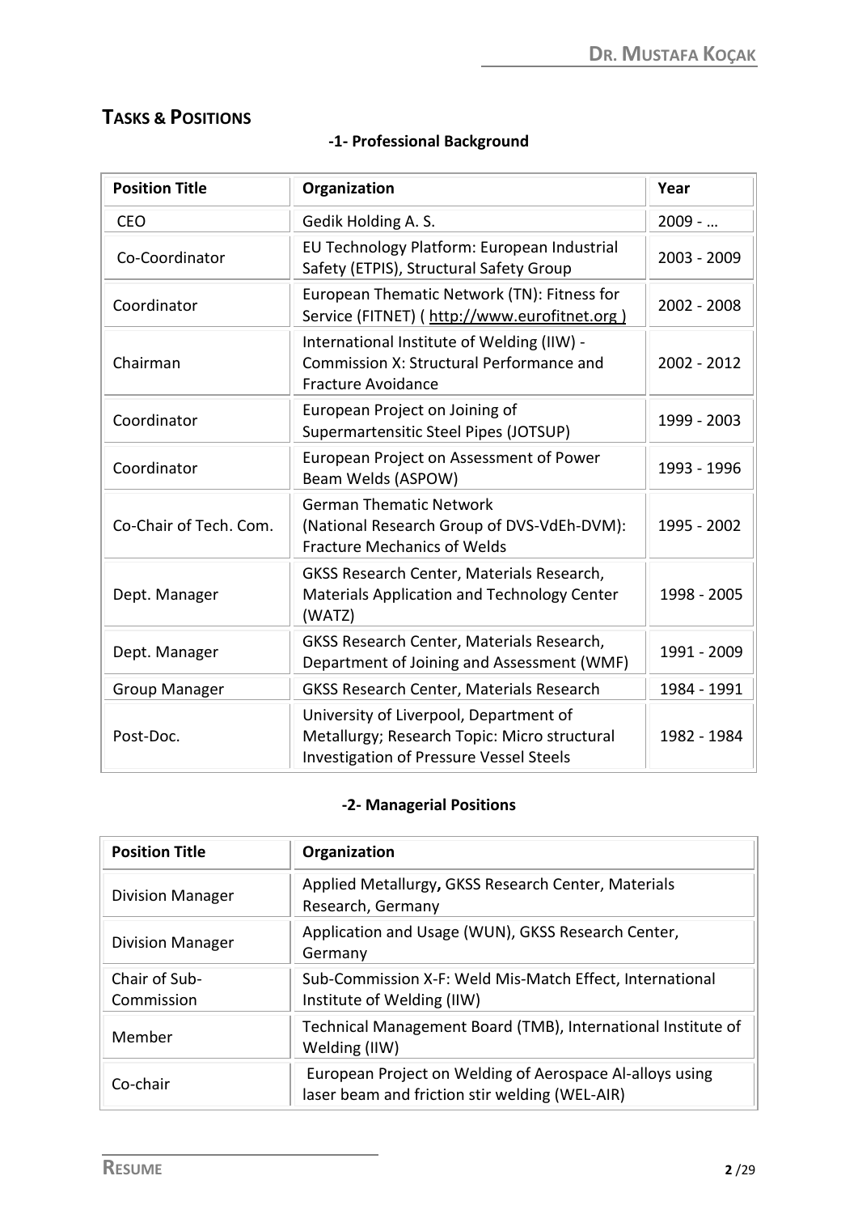## Tasks & Positions

### -1- Professional Background

| Position Title | Organization | Year |
|---|---|---|
| CEO | Gedik Holding A. S. | 2009 - … |
| Co-Coordinator | EU Technology Platform: European Industrial Safety (ETPIS), Structural Safety Group | 2003 - 2009 |
| Coordinator | European Thematic Network (TN): Fitness for Service (FITNET) ( http://www.eurofitnet.org ) | 2002 - 2008 |
| Chairman | International Institute of Welding (IIW) - Commission X: Structural Performance and Fracture Avoidance | 2002 - 2012 |
| Coordinator | European Project on Joining of Supermartensitic Steel Pipes (JOTSUP) | 1999 - 2003 |
| Coordinator | European Project on Assessment of Power Beam Welds (ASPOW) | 1993 - 1996 |
| Co-Chair of Tech. Com. | German Thematic Network (National Research Group of DVS-VdEh-DVM): Fracture Mechanics of Welds | 1995 - 2002 |
| Dept. Manager | GKSS Research Center, Materials Research, Materials Application and Technology Center (WATZ) | 1998 - 2005 |
| Dept. Manager | GKSS Research Center, Materials Research, Department of Joining and Assessment (WMF) | 1991 - 2009 |
| Group Manager | GKSS Research Center, Materials Research | 1984 - 1991 |
| Post-Doc. | University of Liverpool, Department of Metallurgy; Research Topic: Micro structural Investigation of Pressure Vessel Steels | 1982 - 1984 |

### -2- Managerial Positions

| Position Title | Organization |
|---|---|
| Division Manager | Applied Metallurgy**,** GKSS Research Center, Materials Research, Germany |
| Division Manager | Application and Usage (WUN), GKSS Research Center, Germany |
| Chair of Sub-Commission | Sub-Commission X-F: Weld Mis-Match Effect, International Institute of Welding (IIW) |
| Member | Technical Management Board (TMB), International Institute of Welding (IIW) |
| Co-chair | European Project on Welding of Aerospace Al-alloys using laser beam and friction stir welding (WEL-AIR) |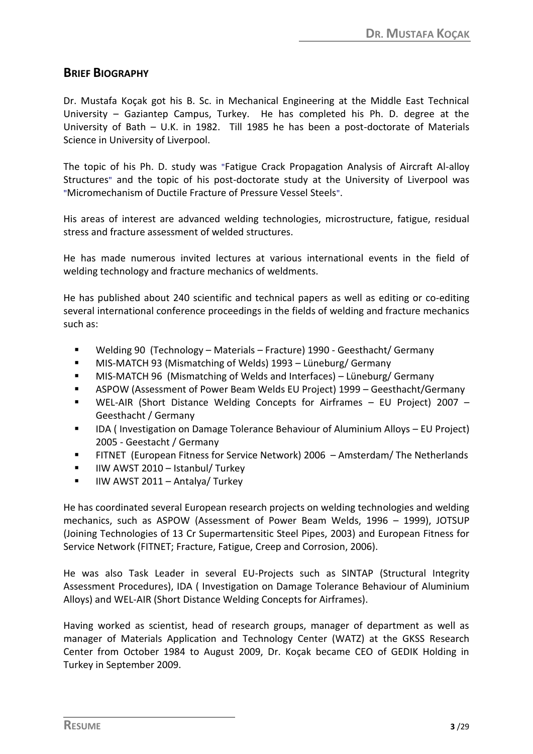## Brief Biography

Dr. Mustafa Koçak got his B. Sc. in Mechanical Engineering at the Middle East Technical University – Gaziantep Campus, Turkey. He has completed his Ph. D. degree at the University of Bath – U.K. in 1982. Till 1985 he has been a post-doctorate of Materials Science in University of Liverpool.

The topic of his Ph. D. study was "Fatigue Crack Propagation Analysis of Aircraft Al-alloy Structures" and the topic of his post-doctorate study at the University of Liverpool was "Micromechanism of Ductile Fracture of Pressure Vessel Steels".

His areas of interest are advanced welding technologies, microstructure, fatigue, residual stress and fracture assessment of welded structures.

He has made numerous invited lectures at various international events in the field of welding technology and fracture mechanics of weldments.

He has published about 240 scientific and technical papers as well as editing or co-editing several international conference proceedings in the fields of welding and fracture mechanics such as:

- Welding 90 (Technology – Materials – Fracture) 1990 - Geesthacht/ Germany
- MIS-MATCH 93 (Mismatching of Welds) 1993 – Lüneburg/ Germany
- MIS-MATCH 96 (Mismatching of Welds and Interfaces) – Lüneburg/ Germany
- ASPOW (Assessment of Power Beam Welds EU Project) 1999 – Geesthacht/Germany
- WEL-AIR (Short Distance Welding Concepts for Airframes – EU Project) 2007 – Geesthacht / Germany
- IDA ( Investigation on Damage Tolerance Behaviour of Aluminium Alloys – EU Project) 2005 - Geestacht / Germany
- FITNET (European Fitness for Service Network) 2006 – Amsterdam/ The Netherlands
- IIW AWST 2010 – Istanbul/ Turkey
- IIW AWST 2011 – Antalya/ Turkey

He has coordinated several European research projects on welding technologies and welding mechanics, such as ASPOW (Assessment of Power Beam Welds, 1996 – 1999), JOTSUP (Joining Technologies of 13 Cr Supermartensitic Steel Pipes, 2003) and European Fitness for Service Network (FITNET; Fracture, Fatigue, Creep and Corrosion, 2006).

He was also Task Leader in several EU-Projects such as SINTAP (Structural Integrity Assessment Procedures), IDA ( Investigation on Damage Tolerance Behaviour of Aluminium Alloys) and WEL-AIR (Short Distance Welding Concepts for Airframes).

Having worked as scientist, head of research groups, manager of department as well as manager of Materials Application and Technology Center (WATZ) at the GKSS Research Center from October 1984 to August 2009, Dr. Koçak became CEO of GEDIK Holding in Turkey in September 2009.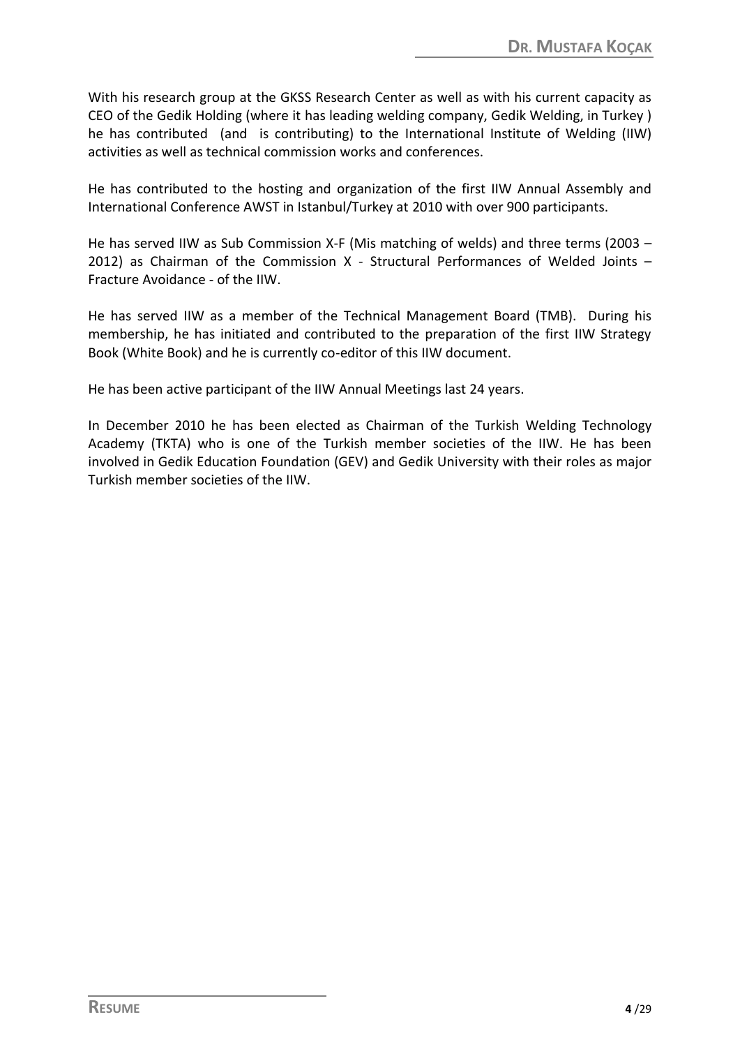With his research group at the GKSS Research Center as well as with his current capacity as CEO of the Gedik Holding (where it has leading welding company, Gedik Welding, in Turkey ) he has contributed (and is contributing) to the International Institute of Welding (IIW) activities as well as technical commission works and conferences.

He has contributed to the hosting and organization of the first IIW Annual Assembly and International Conference AWST in Istanbul/Turkey at 2010 with over 900 participants.

He has served IIW as Sub Commission X-F (Mis matching of welds) and three terms (2003 – 2012) as Chairman of the Commission X - Structural Performances of Welded Joints – Fracture Avoidance - of the IIW.

He has served IIW as a member of the Technical Management Board (TMB). During his membership, he has initiated and contributed to the preparation of the first IIW Strategy Book (White Book) and he is currently co-editor of this IIW document.

He has been active participant of the IIW Annual Meetings last 24 years.

In December 2010 he has been elected as Chairman of the Turkish Welding Technology Academy (TKTA) who is one of the Turkish member societies of the IIW. He has been involved in Gedik Education Foundation (GEV) and Gedik University with their roles as major Turkish member societies of the IIW.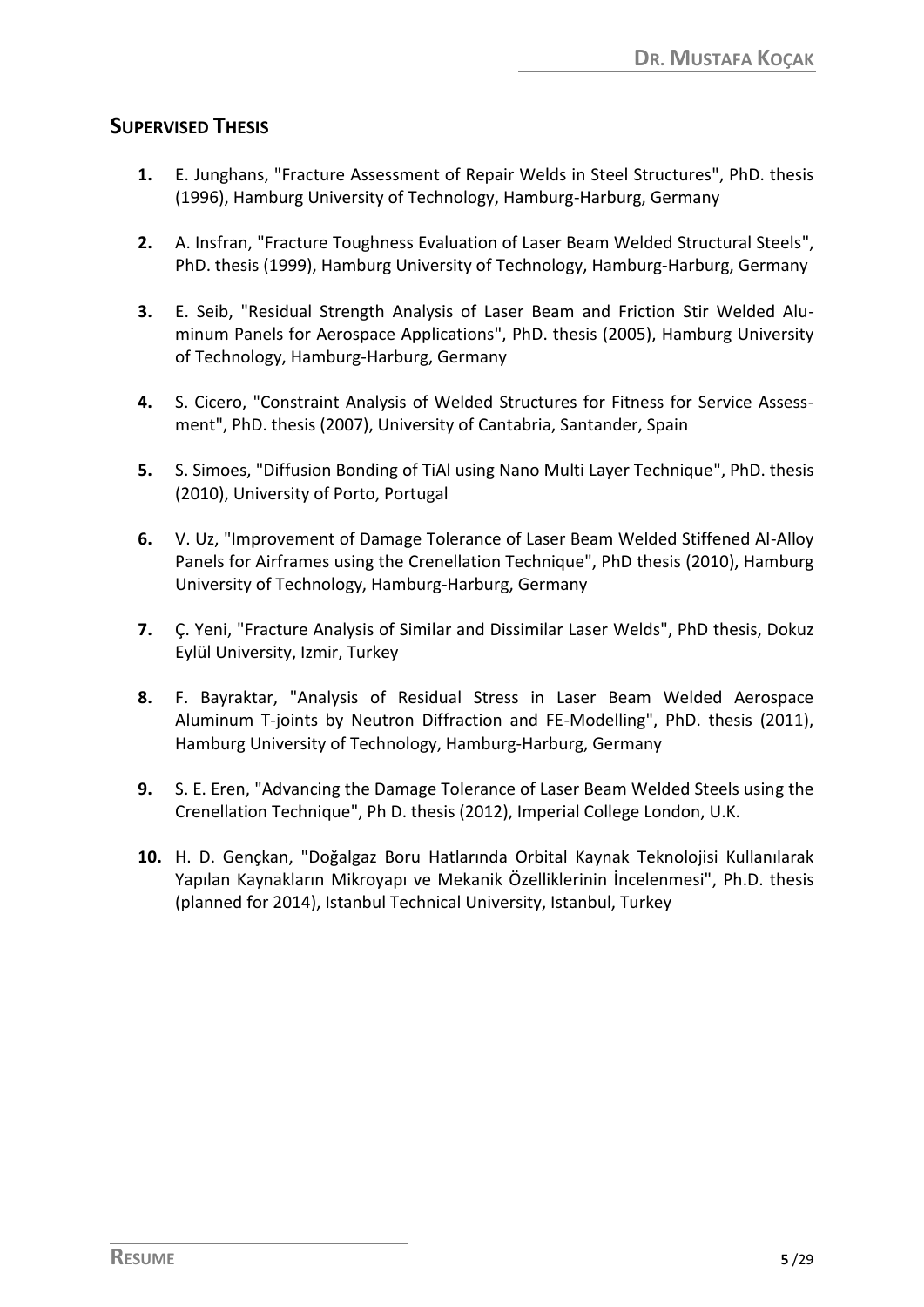## SUPERVISED THESIS

1. E. Junghans, "Fracture Assessment of Repair Welds in Steel Structures", PhD. thesis (1996), Hamburg University of Technology, Hamburg-Harburg, Germany

2. A. Insfran, "Fracture Toughness Evaluation of Laser Beam Welded Structural Steels", PhD. thesis (1999), Hamburg University of Technology, Hamburg-Harburg, Germany

3. E. Seib, "Residual Strength Analysis of Laser Beam and Friction Stir Welded Aluminum Panels for Aerospace Applications", PhD. thesis (2005), Hamburg University of Technology, Hamburg-Harburg, Germany

4. S. Cicero, "Constraint Analysis of Welded Structures for Fitness for Service Assessment", PhD. thesis (2007), University of Cantabria, Santander, Spain

5. S. Simoes, "Diffusion Bonding of TiAl using Nano Multi Layer Technique", PhD. thesis (2010), University of Porto, Portugal

6. V. Uz, "Improvement of Damage Tolerance of Laser Beam Welded Stiffened Al-Alloy Panels for Airframes using the Crenellation Technique", PhD thesis (2010), Hamburg University of Technology, Hamburg-Harburg, Germany

7. Ç. Yeni, "Fracture Analysis of Similar and Dissimilar Laser Welds", PhD thesis, Dokuz Eylül University, Izmir, Turkey

8. F. Bayraktar, "Analysis of Residual Stress in Laser Beam Welded Aerospace Aluminum T-joints by Neutron Diffraction and FE-Modelling", PhD. thesis (2011), Hamburg University of Technology, Hamburg-Harburg, Germany

9. S. E. Eren, "Advancing the Damage Tolerance of Laser Beam Welded Steels using the Crenellation Technique", Ph D. thesis (2012), Imperial College London, U.K.

10. H. D. Gençkan, "Doğalgaz Boru Hatlarında Orbital Kaynak Teknolojisi Kullanılarak Yapılan Kaynakların Mikroyapı ve Mekanik Özelliklerinin İncelenmesi", Ph.D. thesis (planned for 2014), Istanbul Technical University, Istanbul, Turkey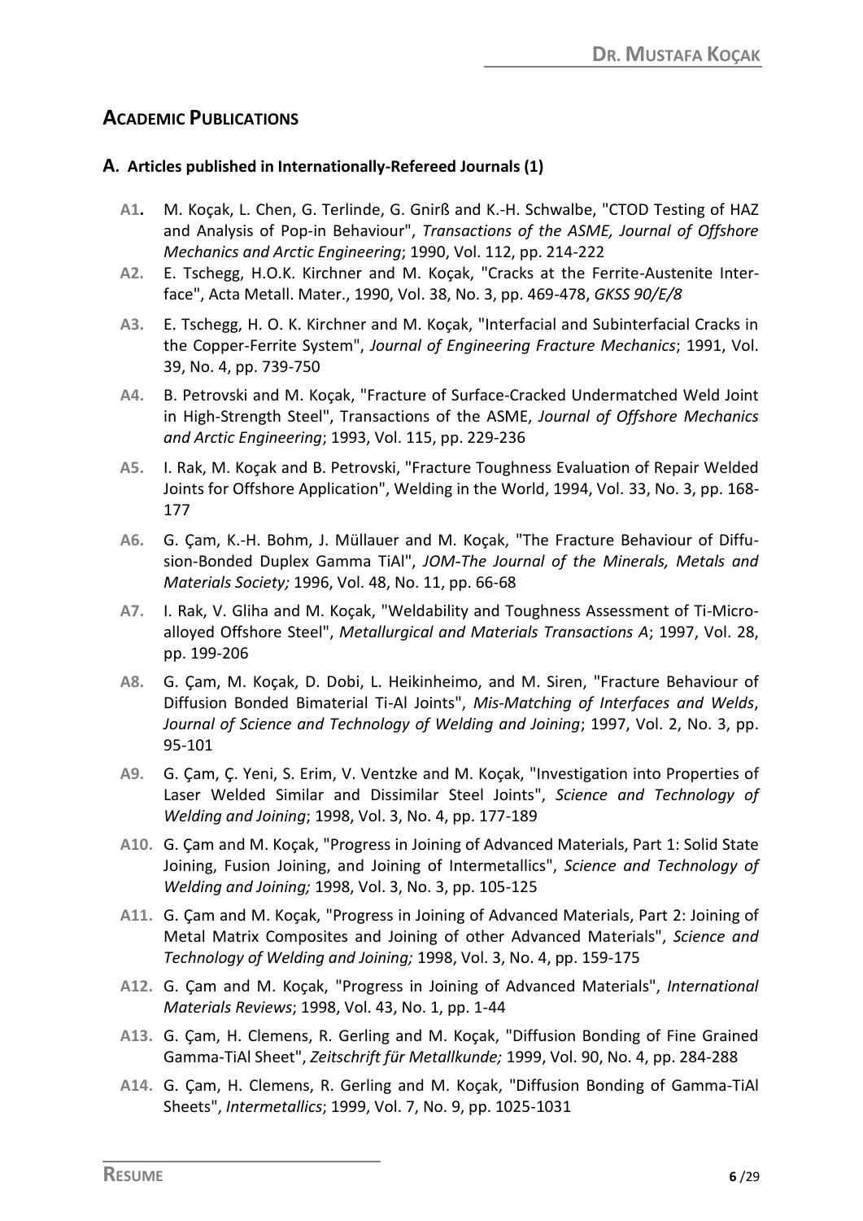## Academic Publications

### A. Articles published in Internationally-Refereed Journals (1)

- **A1.** M. Koçak, L. Chen, G. Terlinde, G. Gnirß and K.-H. Schwalbe, "CTOD Testing of HAZ and Analysis of Pop-in Behaviour", *Transactions of the ASME, Journal of Offshore Mechanics and Arctic Engineering*; 1990, Vol. 112, pp. 214-222
- **A2.** E. Tschegg, H.O.K. Kirchner and M. Koçak, "Cracks at the Ferrite-Austenite Interface", Acta Metall. Mater., 1990, Vol. 38, No. 3, pp. 469-478, *GKSS 90/E/8*
- **A3.** E. Tschegg, H. O. K. Kirchner and M. Koçak, "Interfacial and Subinterfacial Cracks in the Copper-Ferrite System", *Journal of Engineering Fracture Mechanics*; 1991, Vol. 39, No. 4, pp. 739-750
- **A4.** B. Petrovski and M. Koçak, "Fracture of Surface-Cracked Undermatched Weld Joint in High-Strength Steel", Transactions of the ASME, *Journal of Offshore Mechanics and Arctic Engineering*; 1993, Vol. 115, pp. 229-236
- **A5.** I. Rak, M. Koçak and B. Petrovski, "Fracture Toughness Evaluation of Repair Welded Joints for Offshore Application", Welding in the World, 1994, Vol. 33, No. 3, pp. 168-177
- **A6.** G. Çam, K.-H. Bohm, J. Müllauer and M. Koçak, "The Fracture Behaviour of Diffusion-Bonded Duplex Gamma TiAl", *JOM-The Journal of the Minerals, Metals and Materials Society;* 1996, Vol. 48, No. 11, pp. 66-68
- **A7.** I. Rak, V. Gliha and M. Koçak, "Weldability and Toughness Assessment of Ti-Microalloyed Offshore Steel", *Metallurgical and Materials Transactions A*; 1997, Vol. 28, pp. 199-206
- **A8.** G. Çam, M. Koçak, D. Dobi, L. Heikinheimo, and M. Siren, "Fracture Behaviour of Diffusion Bonded Bimaterial Ti-Al Joints", *Mis-Matching of Interfaces and Welds*, *Journal of Science and Technology of Welding and Joining*; 1997, Vol. 2, No. 3, pp. 95-101
- **A9.** G. Çam, Ç. Yeni, S. Erim, V. Ventzke and M. Koçak, "Investigation into Properties of Laser Welded Similar and Dissimilar Steel Joints", *Science and Technology of Welding and Joining*; 1998, Vol. 3, No. 4, pp. 177-189
- **A10.** G. Çam and M. Koçak, "Progress in Joining of Advanced Materials, Part 1: Solid State Joining, Fusion Joining, and Joining of Intermetallics", *Science and Technology of Welding and Joining;* 1998, Vol. 3, No. 3, pp. 105-125
- **A11.** G. Çam and M. Koçak, "Progress in Joining of Advanced Materials, Part 2: Joining of Metal Matrix Composites and Joining of other Advanced Materials", *Science and Technology of Welding and Joining;* 1998, Vol. 3, No. 4, pp. 159-175
- **A12.** G. Çam and M. Koçak, "Progress in Joining of Advanced Materials", *International Materials Reviews*; 1998, Vol. 43, No. 1, pp. 1-44
- **A13.** G. Çam, H. Clemens, R. Gerling and M. Koçak, "Diffusion Bonding of Fine Grained Gamma-TiAl Sheet", *Zeitschrift für Metallkunde;* 1999, Vol. 90, No. 4, pp. 284-288
- **A14.** G. Çam, H. Clemens, R. Gerling and M. Koçak, "Diffusion Bonding of Gamma-TiAl Sheets", *Intermetallics*; 1999, Vol. 7, No. 9, pp. 1025-1031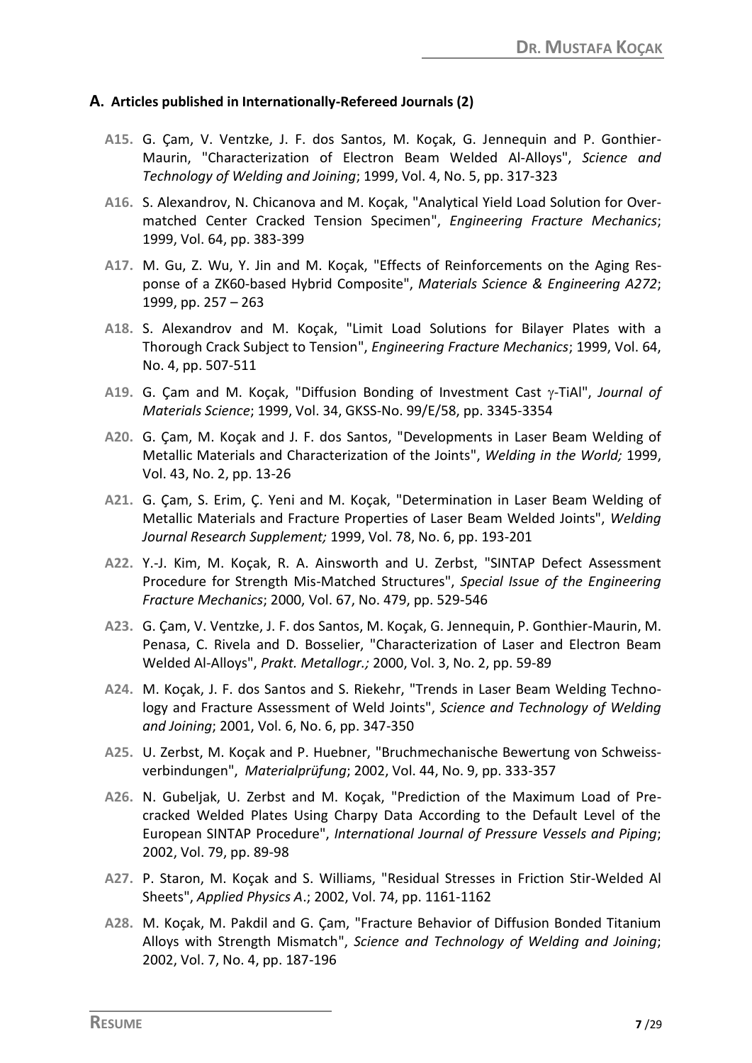## A. Articles published in Internationally-Refereed Journals (2)

**A15.** G. Çam, V. Ventzke, J. F. dos Santos, M. Koçak, G. Jennequin and P. Gonthier-Maurin, "Characterization of Electron Beam Welded Al-Alloys", *Science and Technology of Welding and Joining*; 1999, Vol. 4, No. 5, pp. 317-323

**A16.** S. Alexandrov, N. Chicanova and M. Koçak, "Analytical Yield Load Solution for Over-matched Center Cracked Tension Specimen", *Engineering Fracture Mechanics*; 1999, Vol. 64, pp. 383-399

**A17.** M. Gu, Z. Wu, Y. Jin and M. Koçak, "Effects of Reinforcements on the Aging Response of a ZK60-based Hybrid Composite", *Materials Science & Engineering A272*; 1999, pp. 257 – 263

**A18.** S. Alexandrov and M. Koçak, "Limit Load Solutions for Bilayer Plates with a Thorough Crack Subject to Tension", *Engineering Fracture Mechanics*; 1999, Vol. 64, No. 4, pp. 507-511

**A19.** G. Çam and M. Koçak, "Diffusion Bonding of Investment Cast $\gamma$-TiAl", *Journal of Materials Science*; 1999, Vol. 34, GKSS-No. 99/E/58, pp. 3345-3354

**A20.** G. Çam, M. Koçak and J. F. dos Santos, "Developments in Laser Beam Welding of Metallic Materials and Characterization of the Joints", *Welding in the World;* 1999, Vol. 43, No. 2, pp. 13-26

**A21.** G. Çam, S. Erim, Ç. Yeni and M. Koçak, "Determination in Laser Beam Welding of Metallic Materials and Fracture Properties of Laser Beam Welded Joints", *Welding Journal Research Supplement;* 1999, Vol. 78, No. 6, pp. 193-201

**A22.** Y.-J. Kim, M. Koçak, R. A. Ainsworth and U. Zerbst, "SINTAP Defect Assessment Procedure for Strength Mis-Matched Structures", *Special Issue of the Engineering Fracture Mechanics*; 2000, Vol. 67, No. 479, pp. 529-546

**A23.** G. Çam, V. Ventzke, J. F. dos Santos, M. Koçak, G. Jennequin, P. Gonthier-Maurin, M. Penasa, C. Rivela and D. Bosselier, "Characterization of Laser and Electron Beam Welded Al-Alloys", *Prakt. Metallogr.;* 2000, Vol. 3, No. 2, pp. 59-89

**A24.** M. Koçak, J. F. dos Santos and S. Riekehr, "Trends in Laser Beam Welding Technology and Fracture Assessment of Weld Joints", *Science and Technology of Welding and Joining*; 2001, Vol. 6, No. 6, pp. 347-350

**A25.** U. Zerbst, M. Koçak and P. Huebner, "Bruchmechanische Bewertung von Schweissverbindungen", *Materialprüfung*; 2002, Vol. 44, No. 9, pp. 333-357

**A26.** N. Gubeljak, U. Zerbst and M. Koçak, "Prediction of the Maximum Load of Pre-cracked Welded Plates Using Charpy Data According to the Default Level of the European SINTAP Procedure", *International Journal of Pressure Vessels and Piping*; 2002, Vol. 79, pp. 89-98

**A27.** P. Staron, M. Koçak and S. Williams, "Residual Stresses in Friction Stir-Welded Al Sheets", *Applied Physics A*.; 2002, Vol. 74, pp. 1161-1162

**A28.** M. Koçak, M. Pakdil and G. Çam, "Fracture Behavior of Diffusion Bonded Titanium Alloys with Strength Mismatch", *Science and Technology of Welding and Joining*; 2002, Vol. 7, No. 4, pp. 187-196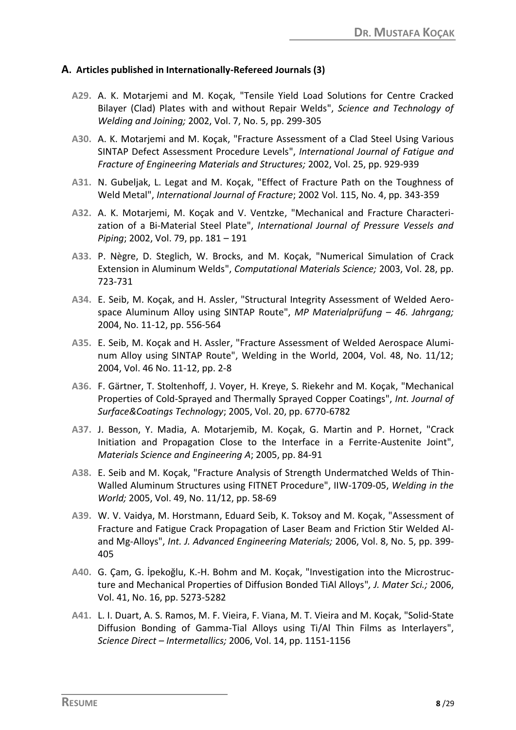## A. Articles published in Internationally-Refereed Journals (3)

**A29.** A. K. Motarjemi and M. Koçak, "Tensile Yield Load Solutions for Centre Cracked Bilayer (Clad) Plates with and without Repair Welds", *Science and Technology of Welding and Joining;* 2002, Vol. 7, No. 5, pp. 299-305

**A30.** A. K. Motarjemi and M. Koçak, "Fracture Assessment of a Clad Steel Using Various SINTAP Defect Assessment Procedure Levels", *International Journal of Fatigue and Fracture of Engineering Materials and Structures;* 2002, Vol. 25, pp. 929-939

**A31.** N. Gubeljak, L. Legat and M. Koçak, "Effect of Fracture Path on the Toughness of Weld Metal", *International Journal of Fracture*; 2002 Vol. 115, No. 4, pp. 343-359

**A32.** A. K. Motarjemi, M. Koçak and V. Ventzke, "Mechanical and Fracture Characterization of a Bi-Material Steel Plate", *International Journal of Pressure Vessels and Piping*; 2002, Vol. 79, pp. 181 – 191

**A33.** P. Nègre, D. Steglich, W. Brocks, and M. Koçak, "Numerical Simulation of Crack Extension in Aluminum Welds", *Computational Materials Science;* 2003, Vol. 28, pp. 723-731

**A34.** E. Seib, M. Koçak, and H. Assler, "Structural Integrity Assessment of Welded Aerospace Aluminum Alloy using SINTAP Route", *MP Materialprüfung – 46. Jahrgang;* 2004, No. 11-12, pp. 556-564

**A35.** E. Seib, M. Koçak and H. Assler, "Fracture Assessment of Welded Aerospace Aluminum Alloy using SINTAP Route", Welding in the World, 2004, Vol. 48, No. 11/12; 2004, Vol. 46 No. 11-12, pp. 2-8

**A36.** F. Gärtner, T. Stoltenhoff, J. Voyer, H. Kreye, S. Riekehr and M. Koçak, "Mechanical Properties of Cold-Sprayed and Thermally Sprayed Copper Coatings", *Int. Journal of Surface&Coatings Technology*; 2005, Vol. 20, pp. 6770-6782

**A37.** J. Besson, Y. Madia, A. Motarjemib, M. Koçak, G. Martin and P. Hornet, "Crack Initiation and Propagation Close to the Interface in a Ferrite-Austenite Joint", *Materials Science and Engineering A*; 2005, pp. 84-91

**A38.** E. Seib and M. Koçak, "Fracture Analysis of Strength Undermatched Welds of Thin-Walled Aluminum Structures using FITNET Procedure", IIW-1709-05, *Welding in the World;* 2005, Vol. 49, No. 11/12, pp. 58-69

**A39.** W. V. Vaidya, M. Horstmann, Eduard Seib, K. Toksoy and M. Koçak, "Assessment of Fracture and Fatigue Crack Propagation of Laser Beam and Friction Stir Welded Al- and Mg-Alloys", *Int. J. Advanced Engineering Materials;* 2006, Vol. 8, No. 5, pp. 399-405

**A40.** G. Çam, G. İpekoğlu, K.-H. Bohm and M. Koçak, "Investigation into the Microstructure and Mechanical Properties of Diffusion Bonded TiAl Alloys"*, J. Mater Sci.;* 2006, Vol. 41, No. 16, pp. 5273-5282

**A41.** L. I. Duart, A. S. Ramos, M. F. Vieira, F. Viana, M. T. Vieira and M. Koçak, "Solid-State Diffusion Bonding of Gamma-Tial Alloys using Ti/Al Thin Films as Interlayers", *Science Direct – Intermetallics;* 2006, Vol. 14, pp. 1151-1156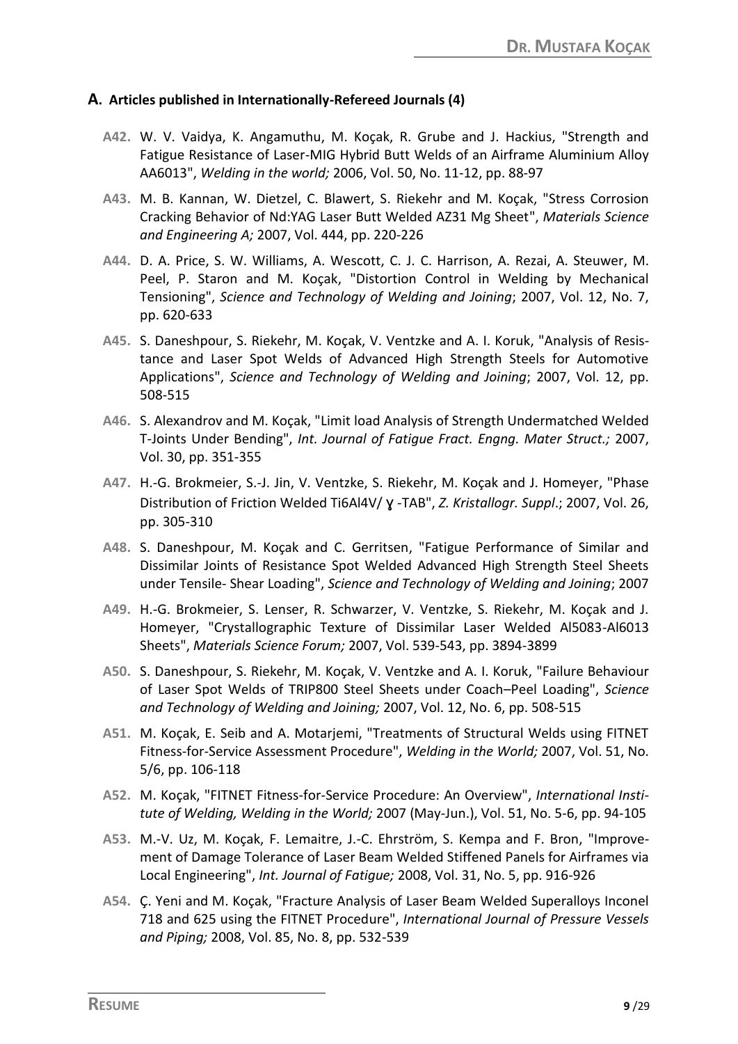## A. Articles published in Internationally-Refereed Journals (4)

**A42.** W. V. Vaidya, K. Angamuthu, M. Koçak, R. Grube and J. Hackius, "Strength and Fatigue Resistance of Laser-MIG Hybrid Butt Welds of an Airframe Aluminium Alloy AA6013", *Welding in the world;* 2006, Vol. 50, No. 11-12, pp. 88-97

**A43.** M. B. Kannan, W. Dietzel, C. Blawert, S. Riekehr and M. Koçak, "Stress Corrosion Cracking Behavior of Nd:YAG Laser Butt Welded AZ31 Mg Sheet", *Materials Science and Engineering A;* 2007, Vol. 444, pp. 220-226

**A44.** D. A. Price, S. W. Williams, A. Wescott, C. J. C. Harrison, A. Rezai, A. Steuwer, M. Peel, P. Staron and M. Koçak, "Distortion Control in Welding by Mechanical Tensioning", *Science and Technology of Welding and Joining*; 2007, Vol. 12, No. 7, pp. 620-633

**A45.** S. Daneshpour, S. Riekehr, M. Koçak, V. Ventzke and A. I. Koruk, "Analysis of Resistance and Laser Spot Welds of Advanced High Strength Steels for Automotive Applications", *Science and Technology of Welding and Joining*; 2007, Vol. 12, pp. 508-515

**A46.** S. Alexandrov and M. Koçak, "Limit load Analysis of Strength Undermatched Welded T-Joints Under Bending", *Int. Journal of Fatigue Fract. Engng. Mater Struct.;* 2007, Vol. 30, pp. 351-355

**A47.** H.-G. Brokmeier, S.-J. Jin, V. Ventzke, S. Riekehr, M. Koçak and J. Homeyer, "Phase Distribution of Friction Welded Ti6Al4V/ ɣ -TAB", *Z. Kristallogr. Suppl*.; 2007, Vol. 26, pp. 305-310

**A48.** S. Daneshpour, M. Koçak and C. Gerritsen, "Fatigue Performance of Similar and Dissimilar Joints of Resistance Spot Welded Advanced High Strength Steel Sheets under Tensile- Shear Loading", *Science and Technology of Welding and Joining*; 2007

**A49.** H.-G. Brokmeier, S. Lenser, R. Schwarzer, V. Ventzke, S. Riekehr, M. Koçak and J. Homeyer, "Crystallographic Texture of Dissimilar Laser Welded Al5083-Al6013 Sheets", *Materials Science Forum;* 2007, Vol. 539-543, pp. 3894-3899

**A50.** S. Daneshpour, S. Riekehr, M. Koçak, V. Ventzke and A. I. Koruk, "Failure Behaviour of Laser Spot Welds of TRIP800 Steel Sheets under Coach–Peel Loading", *Science and Technology of Welding and Joining;* 2007, Vol. 12, No. 6, pp. 508-515

**A51.** M. Koçak, E. Seib and A. Motarjemi, "Treatments of Structural Welds using FITNET Fitness-for-Service Assessment Procedure", *Welding in the World;* 2007, Vol. 51, No. 5/6, pp. 106-118

**A52.** M. Koçak, "FITNET Fitness-for-Service Procedure: An Overview", *International Institute of Welding, Welding in the World;* 2007 (May-Jun.), Vol. 51, No. 5-6, pp. 94-105

**A53.** M.-V. Uz, M. Koçak, F. Lemaitre, J.-C. Ehrström, S. Kempa and F. Bron, "Improvement of Damage Tolerance of Laser Beam Welded Stiffened Panels for Airframes via Local Engineering", *Int. Journal of Fatigue;* 2008, Vol. 31, No. 5, pp. 916-926

**A54.** Ç. Yeni and M. Koçak, "Fracture Analysis of Laser Beam Welded Superalloys Inconel 718 and 625 using the FITNET Procedure", *International Journal of Pressure Vessels and Piping;* 2008, Vol. 85, No. 8, pp. 532-539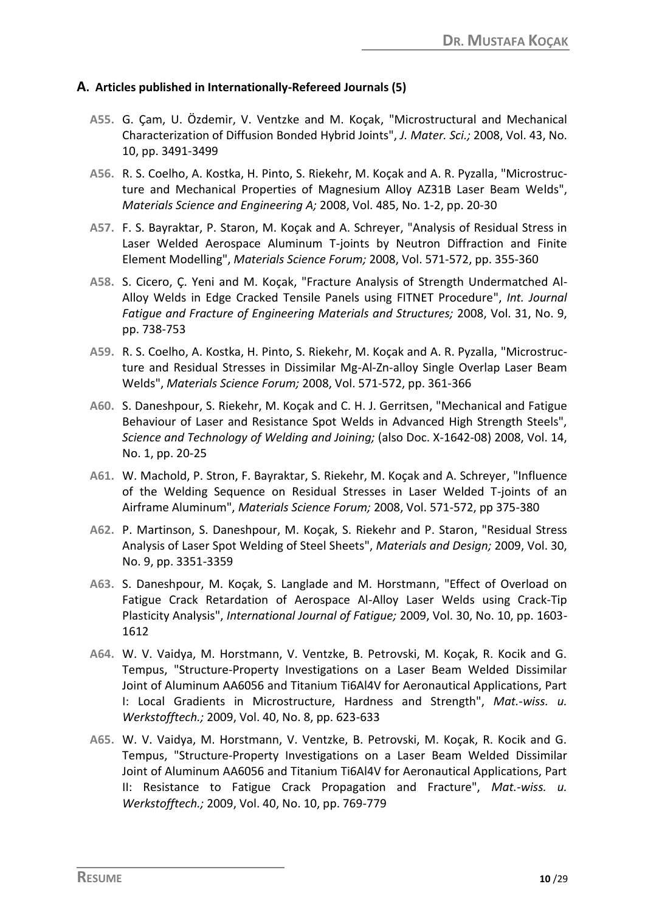## A. Articles published in Internationally-Refereed Journals (5)

**A55.** G. Çam, U. Özdemir, V. Ventzke and M. Koçak, "Microstructural and Mechanical Characterization of Diffusion Bonded Hybrid Joints", *J. Mater. Sci.;* 2008, Vol. 43, No. 10, pp. 3491-3499

**A56.** R. S. Coelho, A. Kostka, H. Pinto, S. Riekehr, M. Koçak and A. R. Pyzalla, "Microstructure and Mechanical Properties of Magnesium Alloy AZ31B Laser Beam Welds", *Materials Science and Engineering A;* 2008, Vol. 485, No. 1-2, pp. 20-30

**A57.** F. S. Bayraktar, P. Staron, M. Koçak and A. Schreyer, "Analysis of Residual Stress in Laser Welded Aerospace Aluminum T-joints by Neutron Diffraction and Finite Element Modelling", *Materials Science Forum;* 2008, Vol. 571-572, pp. 355-360

**A58.** S. Cicero, Ç. Yeni and M. Koçak, "Fracture Analysis of Strength Undermatched Al-Alloy Welds in Edge Cracked Tensile Panels using FITNET Procedure", *Int. Journal Fatigue and Fracture of Engineering Materials and Structures;* 2008, Vol. 31, No. 9, pp. 738-753

**A59.** R. S. Coelho, A. Kostka, H. Pinto, S. Riekehr, M. Koçak and A. R. Pyzalla, "Microstructure and Residual Stresses in Dissimilar Mg-Al-Zn-alloy Single Overlap Laser Beam Welds", *Materials Science Forum;* 2008, Vol. 571-572, pp. 361-366

**A60.** S. Daneshpour, S. Riekehr, M. Koçak and C. H. J. Gerritsen, "Mechanical and Fatigue Behaviour of Laser and Resistance Spot Welds in Advanced High Strength Steels", *Science and Technology of Welding and Joining;* (also Doc. X-1642-08) 2008, Vol. 14, No. 1, pp. 20-25

**A61.** W. Machold, P. Stron, F. Bayraktar, S. Riekehr, M. Koçak and A. Schreyer, "Influence of the Welding Sequence on Residual Stresses in Laser Welded T-joints of an Airframe Aluminum", *Materials Science Forum;* 2008, Vol. 571-572, pp 375-380

**A62.** P. Martinson, S. Daneshpour, M. Koçak, S. Riekehr and P. Staron, "Residual Stress Analysis of Laser Spot Welding of Steel Sheets", *Materials and Design;* 2009, Vol. 30, No. 9, pp. 3351-3359

**A63.** S. Daneshpour, M. Koçak, S. Langlade and M. Horstmann, "Effect of Overload on Fatigue Crack Retardation of Aerospace Al-Alloy Laser Welds using Crack-Tip Plasticity Analysis", *International Journal of Fatigue;* 2009, Vol. 30, No. 10, pp. 1603-1612

**A64.** W. V. Vaidya, M. Horstmann, V. Ventzke, B. Petrovski, M. Koçak, R. Kocik and G. Tempus, "Structure-Property Investigations on a Laser Beam Welded Dissimilar Joint of Aluminum AA6056 and Titanium Ti6Al4V for Aeronautical Applications, Part I: Local Gradients in Microstructure, Hardness and Strength", *Mat.-wiss. u. Werkstofftech.;* 2009, Vol. 40, No. 8, pp. 623-633

**A65.** W. V. Vaidya, M. Horstmann, V. Ventzke, B. Petrovski, M. Koçak, R. Kocik and G. Tempus, "Structure-Property Investigations on a Laser Beam Welded Dissimilar Joint of Aluminum AA6056 and Titanium Ti6Al4V for Aeronautical Applications, Part II: Resistance to Fatigue Crack Propagation and Fracture", *Mat.-wiss. u. Werkstofftech.;* 2009, Vol. 40, No. 10, pp. 769-779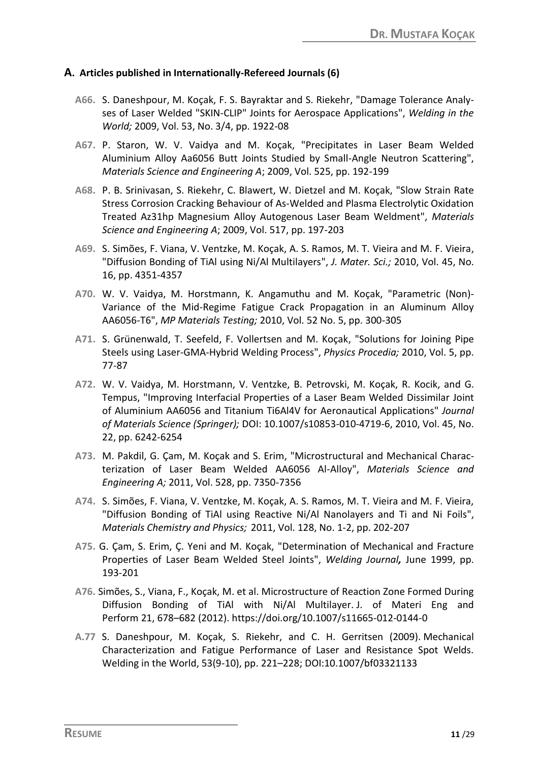## A. Articles published in Internationally-Refereed Journals (6)

**A66.** S. Daneshpour, M. Koçak, F. S. Bayraktar and S. Riekehr, "Damage Tolerance Analyses of Laser Welded "SKIN-CLIP" Joints for Aerospace Applications", *Welding in the World;* 2009, Vol. 53, No. 3/4, pp. 1922-08

**A67.** P. Staron, W. V. Vaidya and M. Koçak, "Precipitates in Laser Beam Welded Aluminium Alloy Aa6056 Butt Joints Studied by Small-Angle Neutron Scattering", *Materials Science and Engineering A*; 2009, Vol. 525, pp. 192-199

**A68.** P. B. Srinivasan, S. Riekehr, C. Blawert, W. Dietzel and M. Koçak, "Slow Strain Rate Stress Corrosion Cracking Behaviour of As-Welded and Plasma Electrolytic Oxidation Treated Az31hp Magnesium Alloy Autogenous Laser Beam Weldment", *Materials Science and Engineering A*; 2009, Vol. 517, pp. 197-203

**A69.** S. Simões, F. Viana, V. Ventzke, M. Koçak, A. S. Ramos, M. T. Vieira and M. F. Vieira, "Diffusion Bonding of TiAl using Ni/Al Multilayers", *J. Mater. Sci.;* 2010, Vol. 45, No. 16, pp. 4351-4357

**A70.** W. V. Vaidya, M. Horstmann, K. Angamuthu and M. Koçak, "Parametric (Non)-Variance of the Mid-Regime Fatigue Crack Propagation in an Aluminum Alloy AA6056-T6", *MP Materials Testing;* 2010, Vol. 52 No. 5, pp. 300-305

**A71.** S. Grünenwald, T. Seefeld, F. Vollertsen and M. Koçak, "Solutions for Joining Pipe Steels using Laser-GMA-Hybrid Welding Process", *Physics Procedia;* 2010, Vol. 5, pp. 77-87

**A72.** W. V. Vaidya, M. Horstmann, V. Ventzke, B. Petrovski, M. Koçak, R. Kocik, and G. Tempus, "Improving Interfacial Properties of a Laser Beam Welded Dissimilar Joint of Aluminium AA6056 and Titanium Ti6Al4V for Aeronautical Applications" *Journal of Materials Science (Springer);* DOI: 10.1007/s10853-010-4719-6, 2010, Vol. 45, No. 22, pp. 6242-6254

**A73.** M. Pakdil, G. Çam, M. Koçak and S. Erim, "Microstructural and Mechanical Characterization of Laser Beam Welded AA6056 Al-Alloy", *Materials Science and Engineering A;* 2011, Vol. 528, pp. 7350-7356

**A74.** S. Simões, F. Viana, V. Ventzke, M. Koçak, A. S. Ramos, M. T. Vieira and M. F. Vieira, "Diffusion Bonding of TiAl using Reactive Ni/Al Nanolayers and Ti and Ni Foils", *Materials Chemistry and Physics;* 2011, Vol. 128, No. 1-2, pp. 202-207

**A75.** G. Çam, S. Erim, Ç. Yeni and M. Koçak, "Determination of Mechanical and Fracture Properties of Laser Beam Welded Steel Joints", *Welding Journal,* June 1999, pp. 193-201

**A76.** Simões, S., Viana, F., Koçak, M. et al. Microstructure of Reaction Zone Formed During Diffusion Bonding of TiAl with Ni/Al Multilayer. J. of Materi Eng and Perform 21, 678–682 (2012). https://doi.org/10.1007/s11665-012-0144-0

**A.77** S. Daneshpour, M. Koçak, S. Riekehr, and C. H. Gerritsen (2009). Mechanical Characterization and Fatigue Performance of Laser and Resistance Spot Welds. Welding in the World, 53(9-10), pp. 221–228; DOI:10.1007/bf03321133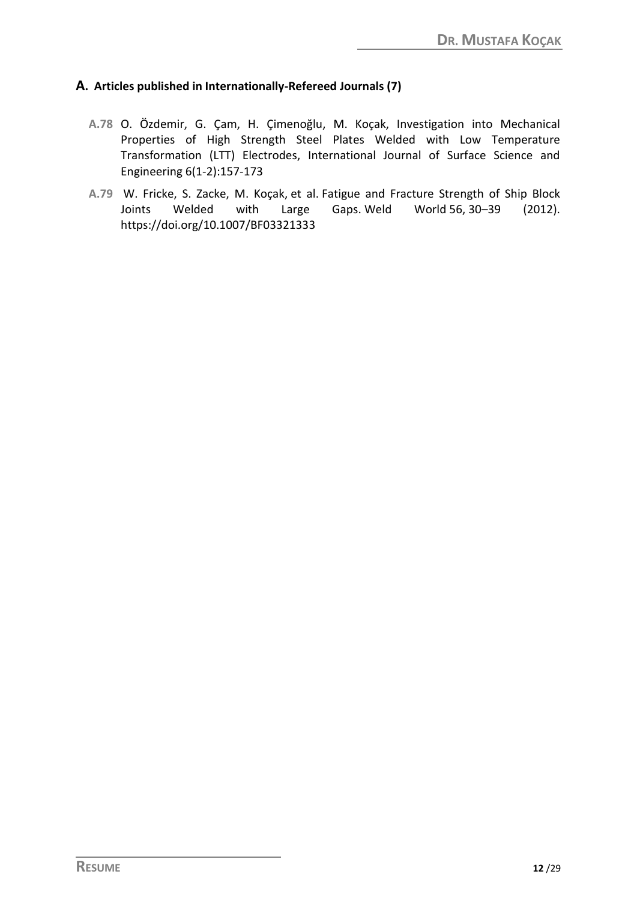## A. Articles published in Internationally-Refereed Journals (7)

**A.78** O. Özdemir, G. Çam, H. Çimenoğlu, M. Koçak, Investigation into Mechanical Properties of High Strength Steel Plates Welded with Low Temperature Transformation (LTT) Electrodes, International Journal of Surface Science and Engineering 6(1-2):157-173

**A.79** W. Fricke, S. Zacke, M. Koçak, et al. Fatigue and Fracture Strength of Ship Block Joints Welded with Large Gaps. Weld World 56, 30–39 (2012). https://doi.org/10.1007/BF03321333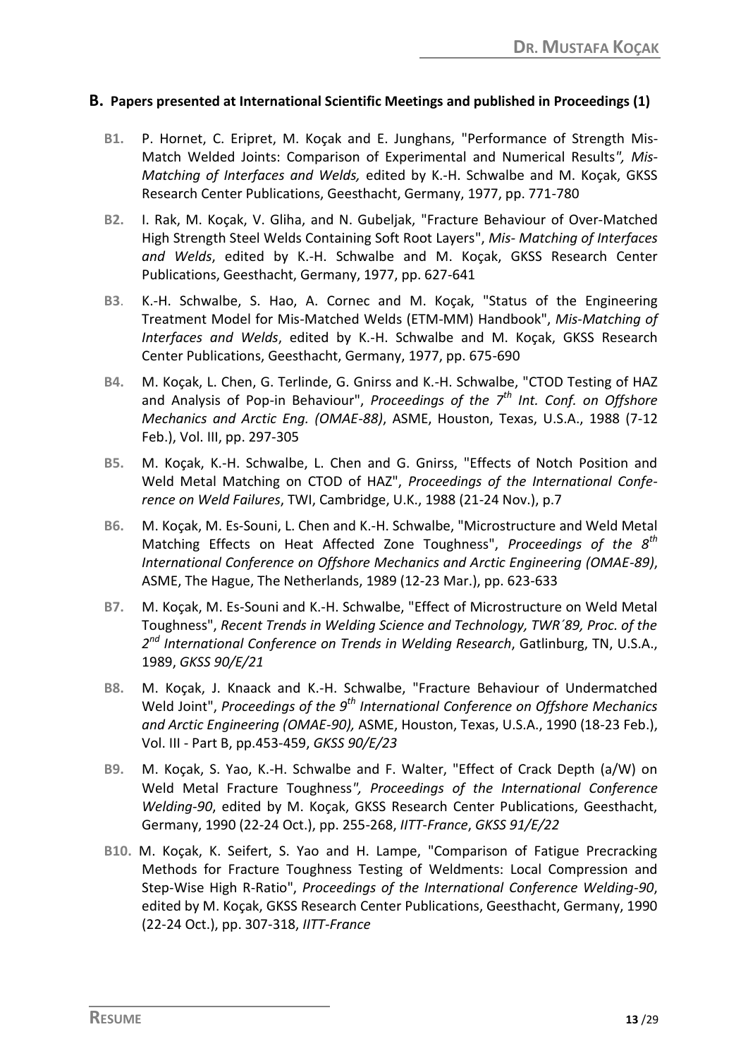## B. Papers presented at International Scientific Meetings and published in Proceedings (1)

- **B1.** P. Hornet, C. Eripret, M. Koçak and E. Junghans, "Performance of Strength Mis-Match Welded Joints: Comparison of Experimental and Numerical Results*", Mis-Matching of Interfaces and Welds,* edited by K.-H. Schwalbe and M. Koçak, GKSS Research Center Publications, Geesthacht, Germany, 1977, pp. 771-780

- **B2.** I. Rak, M. Koçak, V. Gliha, and N. Gubeljak, "Fracture Behaviour of Over-Matched High Strength Steel Welds Containing Soft Root Layers", *Mis- Matching of Interfaces and Welds*, edited by K.-H. Schwalbe and M. Koçak, GKSS Research Center Publications, Geesthacht, Germany, 1977, pp. 627-641

- **B3**. K.-H. Schwalbe, S. Hao, A. Cornec and M. Koçak, "Status of the Engineering Treatment Model for Mis-Matched Welds (ETM-MM) Handbook", *Mis-Matching of Interfaces and Welds*, edited by K.-H. Schwalbe and M. Koçak, GKSS Research Center Publications, Geesthacht, Germany, 1977, pp. 675-690

- **B4.** M. Koçak, L. Chen, G. Terlinde, G. Gnirss and K.-H. Schwalbe, "CTOD Testing of HAZ and Analysis of Pop-in Behaviour", *Proceedings of the 7th Int. Conf. on Offshore Mechanics and Arctic Eng. (OMAE-88)*, ASME, Houston, Texas, U.S.A., 1988 (7-12 Feb.), Vol. III, pp. 297-305

- **B5.** M. Koçak, K.-H. Schwalbe, L. Chen and G. Gnirss, "Effects of Notch Position and Weld Metal Matching on CTOD of HAZ", *Proceedings of the International Conference on Weld Failures*, TWI, Cambridge, U.K., 1988 (21-24 Nov.), p.7

- **B6.** M. Koçak, M. Es-Souni, L. Chen and K.-H. Schwalbe, "Microstructure and Weld Metal Matching Effects on Heat Affected Zone Toughness", *Proceedings of the 8th International Conference on Offshore Mechanics and Arctic Engineering (OMAE-89)*, ASME, The Hague, The Netherlands, 1989 (12-23 Mar.), pp. 623-633

- **B7.** M. Koçak, M. Es-Souni and K.-H. Schwalbe, "Effect of Microstructure on Weld Metal Toughness", *Recent Trends in Welding Science and Technology, TWR´89, Proc. of the 2nd International Conference on Trends in Welding Research*, Gatlinburg, TN, U.S.A., 1989, *GKSS 90/E/21*

- **B8.** M. Koçak, J. Knaack and K.-H. Schwalbe, "Fracture Behaviour of Undermatched Weld Joint", *Proceedings of the 9th International Conference on Offshore Mechanics and Arctic Engineering (OMAE-90),* ASME, Houston, Texas, U.S.A., 1990 (18-23 Feb.), Vol. III - Part B, pp.453-459, *GKSS 90/E/23*

- **B9.** M. Koçak, S. Yao, K.-H. Schwalbe and F. Walter, "Effect of Crack Depth (a/W) on Weld Metal Fracture Toughness*", Proceedings of the International Conference Welding-90*, edited by M. Koçak, GKSS Research Center Publications, Geesthacht, Germany, 1990 (22-24 Oct.), pp. 255-268, *IITT-France*, *GKSS 91/E/22*

- **B10.** M. Koçak, K. Seifert, S. Yao and H. Lampe, "Comparison of Fatigue Precracking Methods for Fracture Toughness Testing of Weldments: Local Compression and Step-Wise High R-Ratio", *Proceedings of the International Conference Welding-90*, edited by M. Koçak, GKSS Research Center Publications, Geesthacht, Germany, 1990 (22-24 Oct.), pp. 307-318, *IITT-France*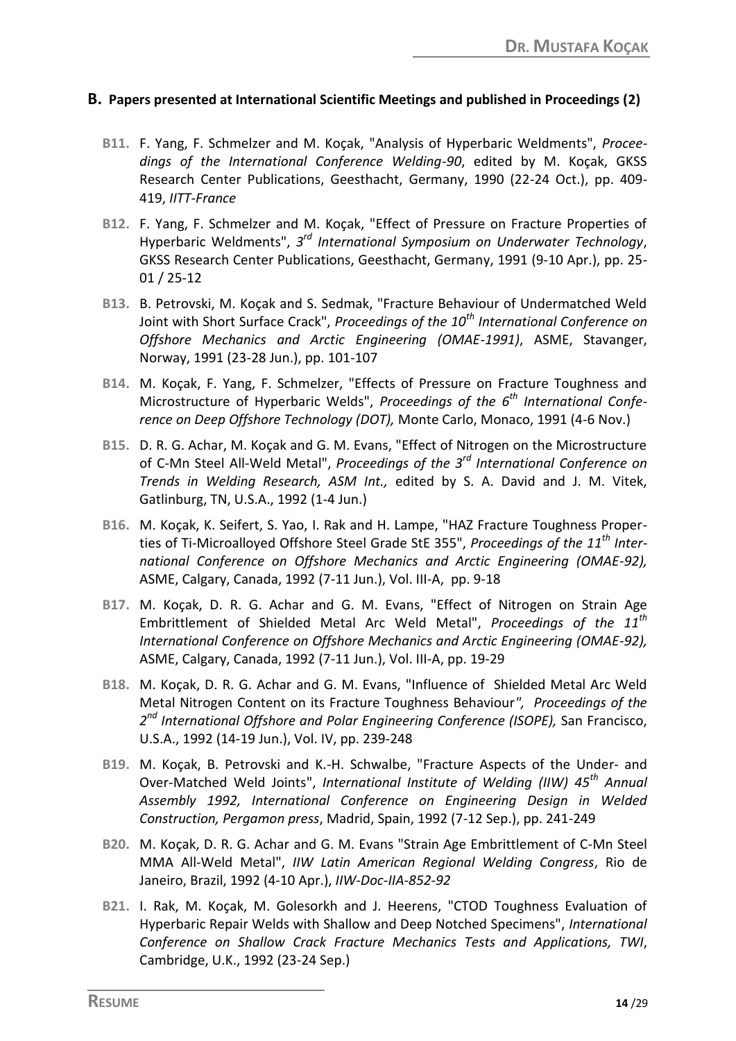## B. Papers presented at International Scientific Meetings and published in Proceedings (2)

**B11.** F. Yang, F. Schmelzer and M. Koçak, "Analysis of Hyperbaric Weldments", *Proceedings of the International Conference Welding-90*, edited by M. Koçak, GKSS Research Center Publications, Geesthacht, Germany, 1990 (22-24 Oct.), pp. 409-419, *IITT-France*

**B12.** F. Yang, F. Schmelzer and M. Koçak, "Effect of Pressure on Fracture Properties of Hyperbaric Weldments", *3rd International Symposium on Underwater Technology*, GKSS Research Center Publications, Geesthacht, Germany, 1991 (9-10 Apr.), pp. 25-01 / 25-12

**B13.** B. Petrovski, M. Koçak and S. Sedmak, "Fracture Behaviour of Undermatched Weld Joint with Short Surface Crack", *Proceedings of the 10th International Conference on Offshore Mechanics and Arctic Engineering (OMAE-1991)*, ASME, Stavanger, Norway, 1991 (23-28 Jun.), pp. 101-107

**B14.** M. Koçak, F. Yang, F. Schmelzer, "Effects of Pressure on Fracture Toughness and Microstructure of Hyperbaric Welds", *Proceedings of the 6th International Conference on Deep Offshore Technology (DOT),* Monte Carlo, Monaco, 1991 (4-6 Nov.)

**B15.** D. R. G. Achar, M. Koçak and G. M. Evans, "Effect of Nitrogen on the Microstructure of C-Mn Steel All-Weld Metal", *Proceedings of the 3rd International Conference on Trends in Welding Research, ASM Int.,* edited by S. A. David and J. M. Vitek, Gatlinburg, TN, U.S.A., 1992 (1-4 Jun.)

**B16.** M. Koçak, K. Seifert, S. Yao, I. Rak and H. Lampe, "HAZ Fracture Toughness Properties of Ti-Microalloyed Offshore Steel Grade StE 355", *Proceedings of the 11th International Conference on Offshore Mechanics and Arctic Engineering (OMAE-92),* ASME, Calgary, Canada, 1992 (7-11 Jun.), Vol. III-A, pp. 9-18

**B17.** M. Koçak, D. R. G. Achar and G. M. Evans, "Effect of Nitrogen on Strain Age Embrittlement of Shielded Metal Arc Weld Metal", *Proceedings of the 11th International Conference on Offshore Mechanics and Arctic Engineering (OMAE-92),* ASME, Calgary, Canada, 1992 (7-11 Jun.), Vol. III-A, pp. 19-29

**B18.** M. Koçak, D. R. G. Achar and G. M. Evans, "Influence of Shielded Metal Arc Weld Metal Nitrogen Content on its Fracture Toughness Behaviour", *Proceedings of the 2nd International Offshore and Polar Engineering Conference (ISOPE),* San Francisco, U.S.A., 1992 (14-19 Jun.), Vol. IV, pp. 239-248

**B19.** M. Koçak, B. Petrovski and K.-H. Schwalbe, "Fracture Aspects of the Under- and Over-Matched Weld Joints", *International Institute of Welding (IIW) 45th Annual Assembly 1992, International Conference on Engineering Design in Welded Construction, Pergamon press*, Madrid, Spain, 1992 (7-12 Sep.), pp. 241-249

**B20.** M. Koçak, D. R. G. Achar and G. M. Evans "Strain Age Embrittlement of C-Mn Steel MMA All-Weld Metal", *IIW Latin American Regional Welding Congress*, Rio de Janeiro, Brazil, 1992 (4-10 Apr.), *IIW-Doc-IIA-852-92*

**B21.** I. Rak, M. Koçak, M. Golesorkh and J. Heerens, "CTOD Toughness Evaluation of Hyperbaric Repair Welds with Shallow and Deep Notched Specimens", *International Conference on Shallow Crack Fracture Mechanics Tests and Applications, TWI*, Cambridge, U.K., 1992 (23-24 Sep.)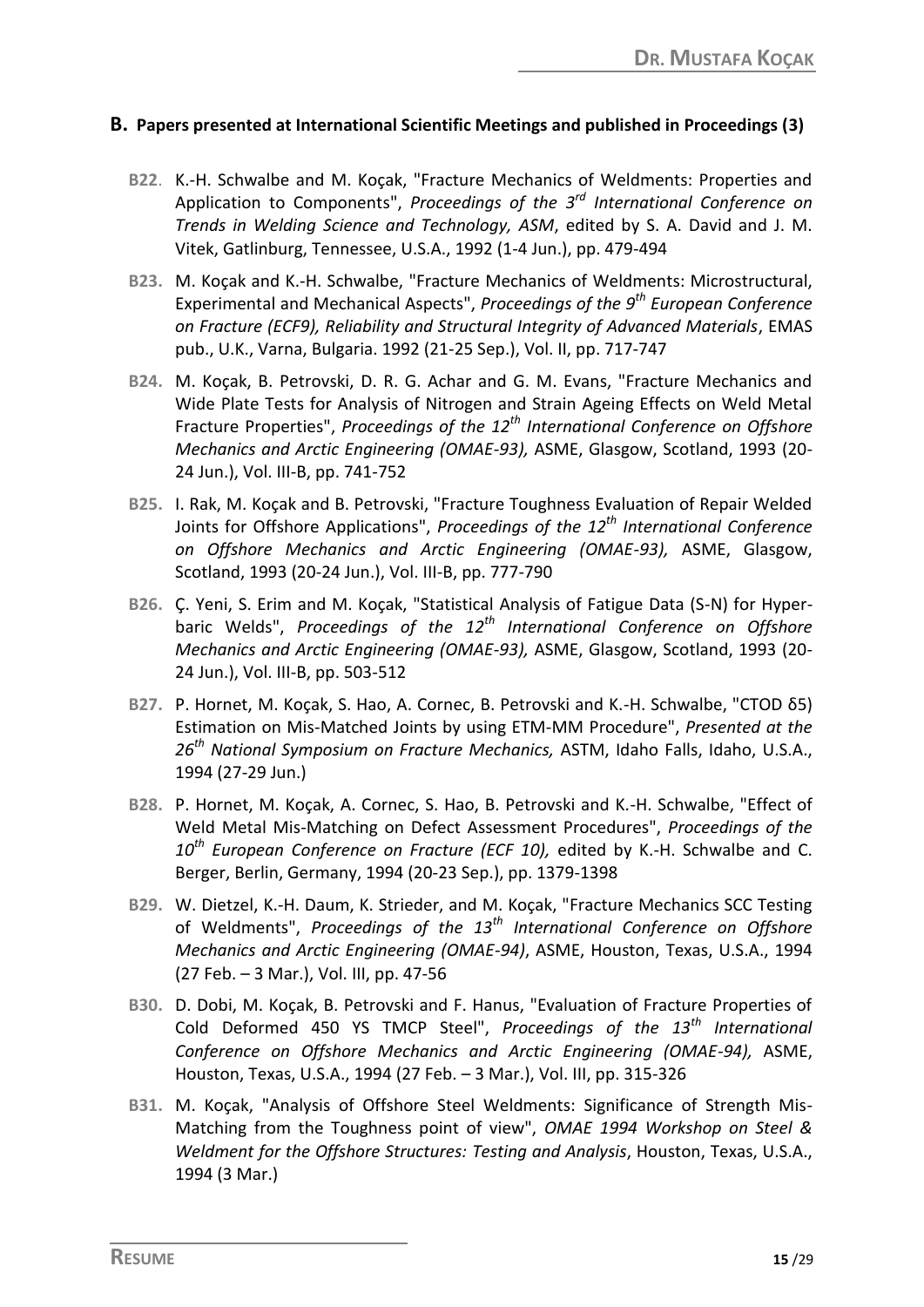## B. Papers presented at International Scientific Meetings and published in Proceedings (3)

**B22**. K.-H. Schwalbe and M. Koçak, "Fracture Mechanics of Weldments: Properties and Application to Components", *Proceedings of the 3rd International Conference on Trends in Welding Science and Technology, ASM*, edited by S. A. David and J. M. Vitek, Gatlinburg, Tennessee, U.S.A., 1992 (1-4 Jun.), pp. 479-494

**B23.** M. Koçak and K.-H. Schwalbe, "Fracture Mechanics of Weldments: Microstructural, Experimental and Mechanical Aspects", *Proceedings of the 9th European Conference on Fracture (ECF9), Reliability and Structural Integrity of Advanced Materials*, EMAS pub., U.K., Varna, Bulgaria. 1992 (21-25 Sep.), Vol. II, pp. 717-747

**B24.** M. Koçak, B. Petrovski, D. R. G. Achar and G. M. Evans, "Fracture Mechanics and Wide Plate Tests for Analysis of Nitrogen and Strain Ageing Effects on Weld Metal Fracture Properties", *Proceedings of the 12th International Conference on Offshore Mechanics and Arctic Engineering (OMAE-93),* ASME, Glasgow, Scotland, 1993 (20-24 Jun.), Vol. III-B, pp. 741-752

**B25.** I. Rak, M. Koçak and B. Petrovski, "Fracture Toughness Evaluation of Repair Welded Joints for Offshore Applications", *Proceedings of the 12th International Conference on Offshore Mechanics and Arctic Engineering (OMAE-93),* ASME, Glasgow, Scotland, 1993 (20-24 Jun.), Vol. III-B, pp. 777-790

**B26.** Ç. Yeni, S. Erim and M. Koçak, "Statistical Analysis of Fatigue Data (S-N) for Hyper-baric Welds", *Proceedings of the 12th International Conference on Offshore Mechanics and Arctic Engineering (OMAE-93),* ASME, Glasgow, Scotland, 1993 (20-24 Jun.), Vol. III-B, pp. 503-512

**B27.** P. Hornet, M. Koçak, S. Hao, A. Cornec, B. Petrovski and K.-H. Schwalbe, "CTOD δ5) Estimation on Mis-Matched Joints by using ETM-MM Procedure", *Presented at the 26th National Symposium on Fracture Mechanics,* ASTM, Idaho Falls, Idaho, U.S.A., 1994 (27-29 Jun.)

**B28.** P. Hornet, M. Koçak, A. Cornec, S. Hao, B. Petrovski and K.-H. Schwalbe, "Effect of Weld Metal Mis-Matching on Defect Assessment Procedures", *Proceedings of the 10th European Conference on Fracture (ECF 10),* edited by K.-H. Schwalbe and C. Berger, Berlin, Germany, 1994 (20-23 Sep.), pp. 1379-1398

**B29.** W. Dietzel, K.-H. Daum, K. Strieder, and M. Koçak, "Fracture Mechanics SCC Testing of Weldments", *Proceedings of the 13th International Conference on Offshore Mechanics and Arctic Engineering (OMAE-94)*, ASME, Houston, Texas, U.S.A., 1994 (27 Feb. – 3 Mar.), Vol. III, pp. 47-56

**B30.** D. Dobi, M. Koçak, B. Petrovski and F. Hanus, "Evaluation of Fracture Properties of Cold Deformed 450 YS TMCP Steel", *Proceedings of the 13th International Conference on Offshore Mechanics and Arctic Engineering (OMAE-94),* ASME, Houston, Texas, U.S.A., 1994 (27 Feb. – 3 Mar.), Vol. III, pp. 315-326

**B31.** M. Koçak, "Analysis of Offshore Steel Weldments: Significance of Strength Mis-Matching from the Toughness point of view", *OMAE 1994 Workshop on Steel & Weldment for the Offshore Structures: Testing and Analysis*, Houston, Texas, U.S.A., 1994 (3 Mar.)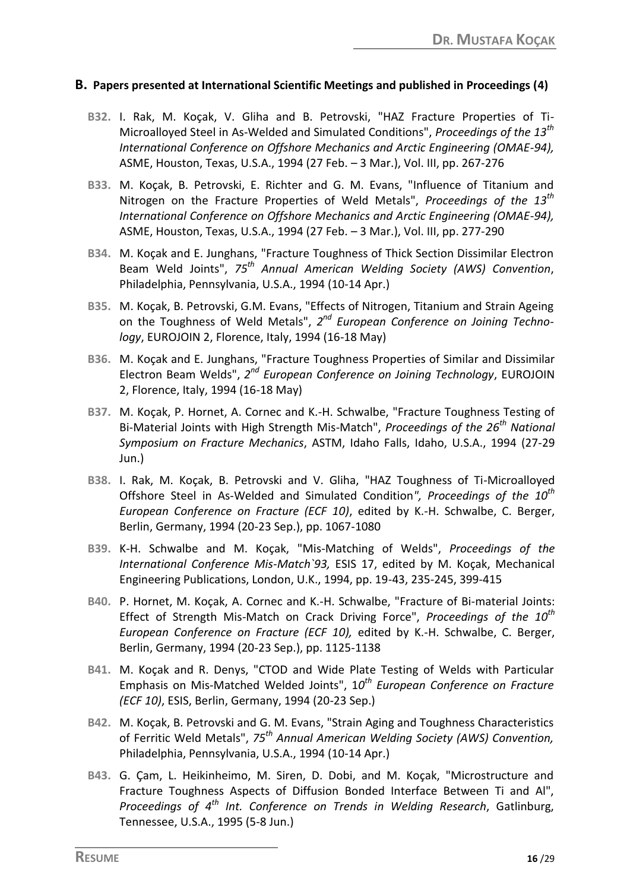## B. Papers presented at International Scientific Meetings and published in Proceedings (4)

**B32.** I. Rak, M. Koçak, V. Gliha and B. Petrovski, "HAZ Fracture Properties of Ti-Microalloyed Steel in As-Welded and Simulated Conditions", *Proceedings of the 13th International Conference on Offshore Mechanics and Arctic Engineering (OMAE-94),* ASME, Houston, Texas, U.S.A., 1994 (27 Feb. – 3 Mar.), Vol. III, pp. 267-276

**B33.** M. Koçak, B. Petrovski, E. Richter and G. M. Evans, "Influence of Titanium and Nitrogen on the Fracture Properties of Weld Metals", *Proceedings of the 13th International Conference on Offshore Mechanics and Arctic Engineering (OMAE-94),* ASME, Houston, Texas, U.S.A., 1994 (27 Feb. – 3 Mar.), Vol. III, pp. 277-290

**B34.** M. Koçak and E. Junghans, "Fracture Toughness of Thick Section Dissimilar Electron Beam Weld Joints", *75th Annual American Welding Society (AWS) Convention*, Philadelphia, Pennsylvania, U.S.A., 1994 (10-14 Apr.)

**B35.** M. Koçak, B. Petrovski, G.M. Evans, "Effects of Nitrogen, Titanium and Strain Ageing on the Toughness of Weld Metals", *2nd European Conference on Joining Technology*, EUROJOIN 2, Florence, Italy, 1994 (16-18 May)

**B36.** M. Koçak and E. Junghans, "Fracture Toughness Properties of Similar and Dissimilar Electron Beam Welds", *2nd European Conference on Joining Technology*, EUROJOIN 2, Florence, Italy, 1994 (16-18 May)

**B37.** M. Koçak, P. Hornet, A. Cornec and K.-H. Schwalbe, "Fracture Toughness Testing of Bi-Material Joints with High Strength Mis-Match", *Proceedings of the 26th National Symposium on Fracture Mechanics*, ASTM, Idaho Falls, Idaho, U.S.A., 1994 (27-29 Jun.)

**B38.** I. Rak, M. Koçak, B. Petrovski and V. Gliha, "HAZ Toughness of Ti-Microalloyed Offshore Steel in As-Welded and Simulated Condition*", Proceedings of the 10th European Conference on Fracture (ECF 10)*, edited by K.-H. Schwalbe, C. Berger, Berlin, Germany, 1994 (20-23 Sep.), pp. 1067-1080

**B39.** K-H. Schwalbe and M. Koçak, "Mis-Matching of Welds", *Proceedings of the International Conference Mis-Match`93,* ESIS 17, edited by M. Koçak, Mechanical Engineering Publications, London, U.K., 1994, pp. 19-43, 235-245, 399-415

**B40.** P. Hornet, M. Koçak, A. Cornec and K.-H. Schwalbe, "Fracture of Bi-material Joints: Effect of Strength Mis-Match on Crack Driving Force", *Proceedings of the 10th European Conference on Fracture (ECF 10),* edited by K.-H. Schwalbe, C. Berger, Berlin, Germany, 1994 (20-23 Sep.), pp. 1125-1138

**B41.** M. Koçak and R. Denys, "CTOD and Wide Plate Testing of Welds with Particular Emphasis on Mis-Matched Welded Joints", 1*0th European Conference on Fracture (ECF 10)*, ESIS, Berlin, Germany, 1994 (20-23 Sep.)

**B42.** M. Koçak, B. Petrovski and G. M. Evans, "Strain Aging and Toughness Characteristics of Ferritic Weld Metals", *75th Annual American Welding Society (AWS) Convention,* Philadelphia, Pennsylvania, U.S.A., 1994 (10-14 Apr.)

**B43.** G. Çam, L. Heikinheimo, M. Siren, D. Dobi, and M. Koçak, "Microstructure and Fracture Toughness Aspects of Diffusion Bonded Interface Between Ti and Al", *Proceedings of 4th Int. Conference on Trends in Welding Research*, Gatlinburg, Tennessee, U.S.A., 1995 (5-8 Jun.)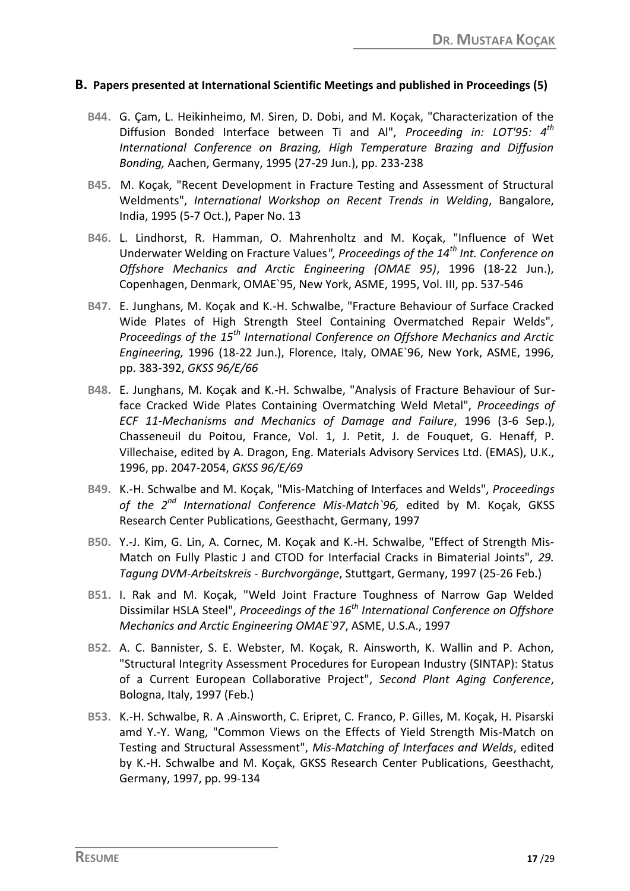## B. Papers presented at International Scientific Meetings and published in Proceedings (5)

**B44.** G. Çam, L. Heikinheimo, M. Siren, D. Dobi, and M. Koçak, "Characterization of the Diffusion Bonded Interface between Ti and Al", *Proceeding in: LOT'95: 4th International Conference on Brazing, High Temperature Brazing and Diffusion Bonding,* Aachen, Germany, 1995 (27-29 Jun.), pp. 233-238

**B45.** M. Koçak, "Recent Development in Fracture Testing and Assessment of Structural Weldments", *International Workshop on Recent Trends in Welding*, Bangalore, India, 1995 (5-7 Oct.), Paper No. 13

**B46.** L. Lindhorst, R. Hamman, O. Mahrenholtz and M. Koçak, "Influence of Wet Underwater Welding on Fracture Values*", Proceedings of the 14th Int. Conference on Offshore Mechanics and Arctic Engineering (OMAE 95)*, 1996 (18-22 Jun.), Copenhagen, Denmark, OMAE`95, New York, ASME, 1995, Vol. III, pp. 537-546

**B47.** E. Junghans, M. Koçak and K.-H. Schwalbe, "Fracture Behaviour of Surface Cracked Wide Plates of High Strength Steel Containing Overmatched Repair Welds", *Proceedings of the 15th International Conference on Offshore Mechanics and Arctic Engineering,* 1996 (18-22 Jun.), Florence, Italy, OMAE`96, New York, ASME, 1996, pp. 383-392, *GKSS 96/E/66*

**B48.** E. Junghans, M. Koçak and K.-H. Schwalbe, "Analysis of Fracture Behaviour of Surface Cracked Wide Plates Containing Overmatching Weld Metal", *Proceedings of ECF 11-Mechanisms and Mechanics of Damage and Failure*, 1996 (3-6 Sep.), Chasseneuil du Poitou, France, Vol. 1, J. Petit, J. de Fouquet, G. Henaff, P. Villechaise, edited by A. Dragon, Eng. Materials Advisory Services Ltd. (EMAS), U.K., 1996, pp. 2047-2054, *GKSS 96/E/69*

**B49.** K.-H. Schwalbe and M. Koçak, "Mis-Matching of Interfaces and Welds", *Proceedings of the 2nd International Conference Mis-Match`96,* edited by M. Koçak, GKSS Research Center Publications, Geesthacht, Germany, 1997

**B50.** Y.-J. Kim, G. Lin, A. Cornec, M. Koçak and K.-H. Schwalbe, "Effect of Strength Mis-Match on Fully Plastic J and CTOD for Interfacial Cracks in Bimaterial Joints", *29. Tagung DVM-Arbeitskreis - Burchvorgänge*, Stuttgart, Germany, 1997 (25-26 Feb.)

**B51.** I. Rak and M. Koçak, "Weld Joint Fracture Toughness of Narrow Gap Welded Dissimilar HSLA Steel", *Proceedings of the 16th International Conference on Offshore Mechanics and Arctic Engineering OMAE`97*, ASME, U.S.A., 1997

**B52.** A. C. Bannister, S. E. Webster, M. Koçak, R. Ainsworth, K. Wallin and P. Achon, "Structural Integrity Assessment Procedures for European Industry (SINTAP): Status of a Current European Collaborative Project", *Second Plant Aging Conference*, Bologna, Italy, 1997 (Feb.)

**B53.** K.-H. Schwalbe, R. A .Ainsworth, C. Eripret, C. Franco, P. Gilles, M. Koçak, H. Pisarski amd Y.-Y. Wang, "Common Views on the Effects of Yield Strength Mis-Match on Testing and Structural Assessment", *Mis-Matching of Interfaces and Welds*, edited by K.-H. Schwalbe and M. Koçak, GKSS Research Center Publications, Geesthacht, Germany, 1997, pp. 99-134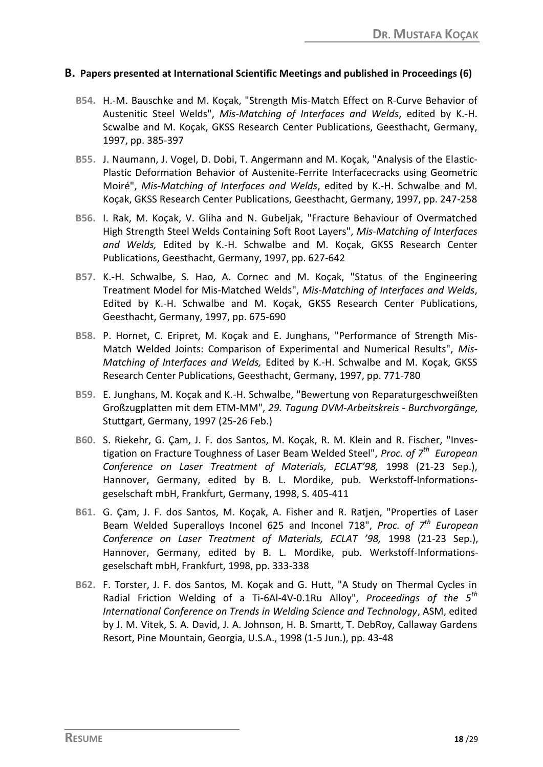## B. Papers presented at International Scientific Meetings and published in Proceedings (6)

**B54.** H.-M. Bauschke and M. Koçak, "Strength Mis-Match Effect on R-Curve Behavior of Austenitic Steel Welds", *Mis-Matching of Interfaces and Welds*, edited by K.-H. Scwalbe and M. Koçak, GKSS Research Center Publications, Geesthacht, Germany, 1997, pp. 385-397

**B55.** J. Naumann, J. Vogel, D. Dobi, T. Angermann and M. Koçak, "Analysis of the Elastic-Plastic Deformation Behavior of Austenite-Ferrite Interfacecracks using Geometric Moiré", *Mis-Matching of Interfaces and Welds*, edited by K.-H. Schwalbe and M. Koçak, GKSS Research Center Publications, Geesthacht, Germany, 1997, pp. 247-258

**B56.** I. Rak, M. Koçak, V. Gliha and N. Gubeljak, "Fracture Behaviour of Overmatched High Strength Steel Welds Containing Soft Root Layers", *Mis-Matching of Interfaces and Welds,* Edited by K.-H. Schwalbe and M. Koçak, GKSS Research Center Publications, Geesthacht, Germany, 1997, pp. 627-642

**B57.** K.-H. Schwalbe, S. Hao, A. Cornec and M. Koçak, "Status of the Engineering Treatment Model for Mis-Matched Welds", *Mis-Matching of Interfaces and Welds*, Edited by K.-H. Schwalbe and M. Koçak, GKSS Research Center Publications, Geesthacht, Germany, 1997, pp. 675-690

**B58.** P. Hornet, C. Eripret, M. Koçak and E. Junghans, "Performance of Strength Mis-Match Welded Joints: Comparison of Experimental and Numerical Results", *Mis-Matching of Interfaces and Welds,* Edited by K.-H. Schwalbe and M. Koçak, GKSS Research Center Publications, Geesthacht, Germany, 1997, pp. 771-780

**B59.** E. Junghans, M. Koçak and K.-H. Schwalbe, "Bewertung von Reparaturgeschweißten Großzugplatten mit dem ETM-MM", *29. Tagung DVM-Arbeitskreis - Burchvorgänge,* Stuttgart, Germany, 1997 (25-26 Feb.)

**B60.** S. Riekehr, G. Çam, J. F. dos Santos, M. Koçak, R. M. Klein and R. Fischer, "Investigation on Fracture Toughness of Laser Beam Welded Steel", *Proc. of 7th European Conference on Laser Treatment of Materials, ECLAT'98,* 1998 (21-23 Sep.), Hannover, Germany, edited by B. L. Mordike, pub. Werkstoff-Informationsgeselschaft mbH, Frankfurt, Germany, 1998, S. 405-411

**B61.** G. Çam, J. F. dos Santos, M. Koçak, A. Fisher and R. Ratjen, "Properties of Laser Beam Welded Superalloys Inconel 625 and Inconel 718", *Proc. of 7th European Conference on Laser Treatment of Materials, ECLAT '98,* 1998 (21-23 Sep.), Hannover, Germany, edited by B. L. Mordike, pub. Werkstoff-Informationsgeselschaft mbH, Frankfurt, 1998, pp. 333-338

**B62.** F. Torster, J. F. dos Santos, M. Koçak and G. Hutt, "A Study on Thermal Cycles in Radial Friction Welding of a Ti-6Al-4V-0.1Ru Alloy", *Proceedings of the 5th International Conference on Trends in Welding Science and Technology*, ASM, edited by J. M. Vitek, S. A. David, J. A. Johnson, H. B. Smartt, T. DebRoy, Callaway Gardens Resort, Pine Mountain, Georgia, U.S.A., 1998 (1-5 Jun.), pp. 43-48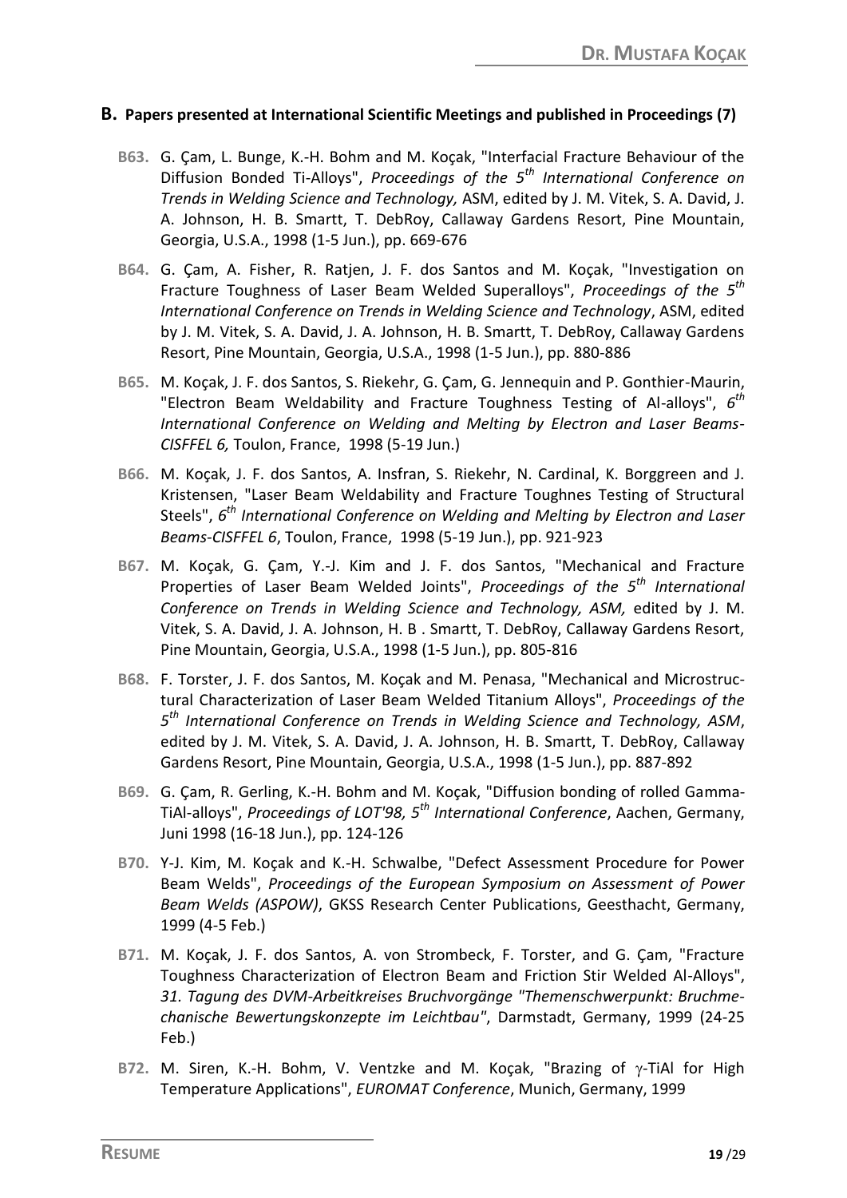## B. Papers presented at International Scientific Meetings and published in Proceedings (7)

**B63.** G. Çam, L. Bunge, K.-H. Bohm and M. Koçak, "Interfacial Fracture Behaviour of the Diffusion Bonded Ti-Alloys", *Proceedings of the 5th International Conference on Trends in Welding Science and Technology,* ASM, edited by J. M. Vitek, S. A. David, J. A. Johnson, H. B. Smartt, T. DebRoy, Callaway Gardens Resort, Pine Mountain, Georgia, U.S.A., 1998 (1-5 Jun.), pp. 669-676

**B64.** G. Çam, A. Fisher, R. Ratjen, J. F. dos Santos and M. Koçak, "Investigation on Fracture Toughness of Laser Beam Welded Superalloys", *Proceedings of the 5th International Conference on Trends in Welding Science and Technology*, ASM, edited by J. M. Vitek, S. A. David, J. A. Johnson, H. B. Smartt, T. DebRoy, Callaway Gardens Resort, Pine Mountain, Georgia, U.S.A., 1998 (1-5 Jun.), pp. 880-886

**B65.** M. Koçak, J. F. dos Santos, S. Riekehr, G. Çam, G. Jennequin and P. Gonthier-Maurin, "Electron Beam Weldability and Fracture Toughness Testing of Al-alloys", *6th International Conference on Welding and Melting by Electron and Laser Beams-CISFFEL 6,* Toulon, France, 1998 (5-19 Jun.)

**B66.** M. Koçak, J. F. dos Santos, A. Insfran, S. Riekehr, N. Cardinal, K. Borggreen and J. Kristensen, "Laser Beam Weldability and Fracture Toughnes Testing of Structural Steels", *6th International Conference on Welding and Melting by Electron and Laser Beams-CISFFEL 6*, Toulon, France, 1998 (5-19 Jun.), pp. 921-923

**B67.** M. Koçak, G. Çam, Y.-J. Kim and J. F. dos Santos, "Mechanical and Fracture Properties of Laser Beam Welded Joints", *Proceedings of the 5th International Conference on Trends in Welding Science and Technology, ASM,* edited by J. M. Vitek, S. A. David, J. A. Johnson, H. B . Smartt, T. DebRoy, Callaway Gardens Resort, Pine Mountain, Georgia, U.S.A., 1998 (1-5 Jun.), pp. 805-816

**B68.** F. Torster, J. F. dos Santos, M. Koçak and M. Penasa, "Mechanical and Microstructural Characterization of Laser Beam Welded Titanium Alloys", *Proceedings of the 5th International Conference on Trends in Welding Science and Technology, ASM*, edited by J. M. Vitek, S. A. David, J. A. Johnson, H. B. Smartt, T. DebRoy, Callaway Gardens Resort, Pine Mountain, Georgia, U.S.A., 1998 (1-5 Jun.), pp. 887-892

**B69.** G. Çam, R. Gerling, K.-H. Bohm and M. Koçak, "Diffusion bonding of rolled Gamma-TiAl-alloys", *Proceedings of LOT'98, 5th International Conference*, Aachen, Germany, Juni 1998 (16-18 Jun.), pp. 124-126

**B70.** Y-J. Kim, M. Koçak and K.-H. Schwalbe, "Defect Assessment Procedure for Power Beam Welds", *Proceedings of the European Symposium on Assessment of Power Beam Welds (ASPOW)*, GKSS Research Center Publications, Geesthacht, Germany, 1999 (4-5 Feb.)

**B71.** M. Koçak, J. F. dos Santos, A. von Strombeck, F. Torster, and G. Çam, "Fracture Toughness Characterization of Electron Beam and Friction Stir Welded Al-Alloys", *31. Tagung des DVM-Arbeitkreises Bruchvorgänge "Themenschwerpunkt: Bruchmechanische Bewertungskonzepte im Leichtbau"*, Darmstadt, Germany, 1999 (24-25 Feb.)

**B72.** M. Siren, K.-H. Bohm, V. Ventzke and M. Koçak, "Brazing of $\gamma$-TiAl for High Temperature Applications", *EUROMAT Conference*, Munich, Germany, 1999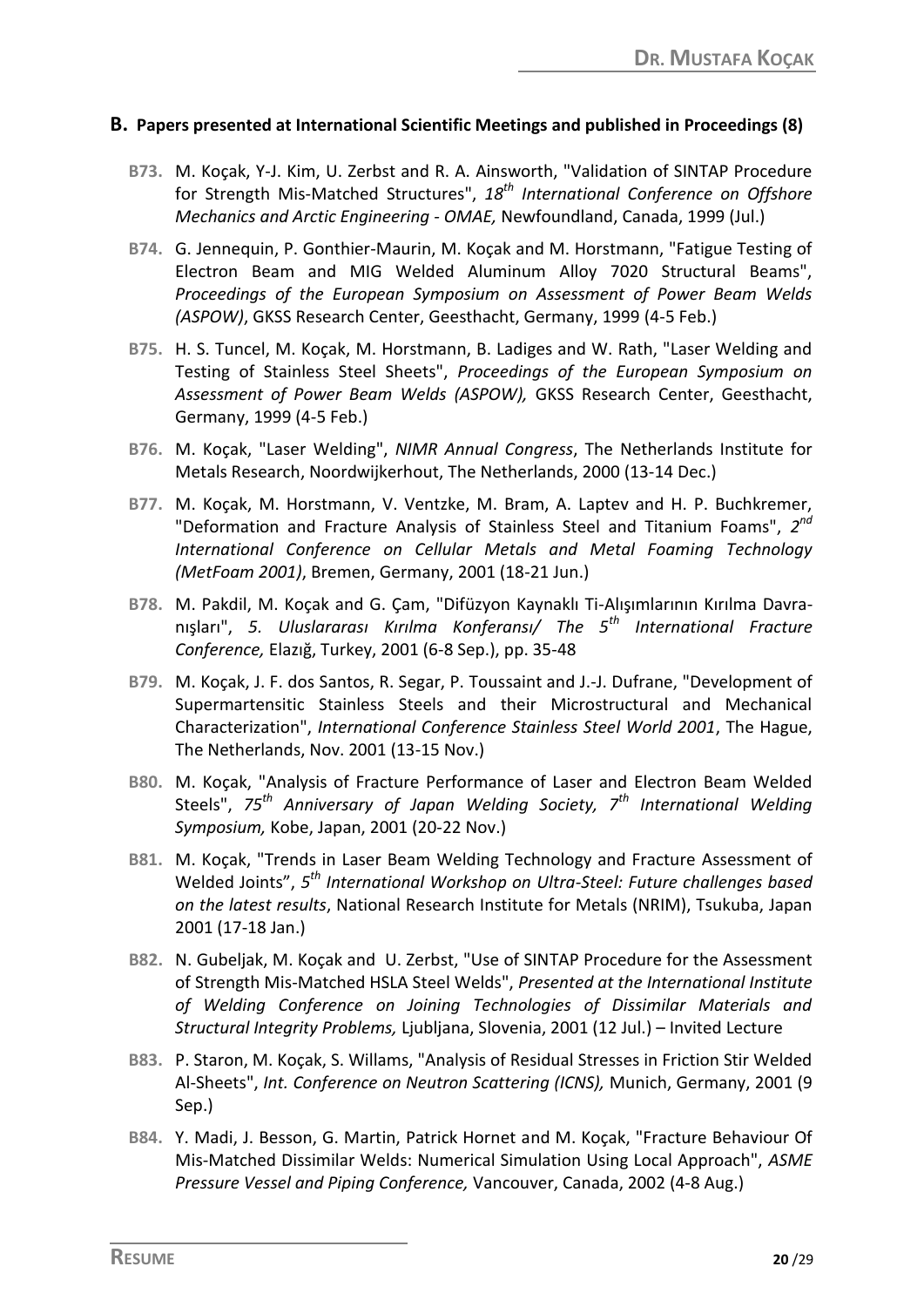## B. Papers presented at International Scientific Meetings and published in Proceedings (8)

**B73.** M. Koçak, Y-J. Kim, U. Zerbst and R. A. Ainsworth, "Validation of SINTAP Procedure for Strength Mis-Matched Structures", *18th International Conference on Offshore Mechanics and Arctic Engineering - OMAE,* Newfoundland, Canada, 1999 (Jul.)

**B74.** G. Jennequin, P. Gonthier-Maurin, M. Koçak and M. Horstmann, "Fatigue Testing of Electron Beam and MIG Welded Aluminum Alloy 7020 Structural Beams", *Proceedings of the European Symposium on Assessment of Power Beam Welds (ASPOW)*, GKSS Research Center, Geesthacht, Germany, 1999 (4-5 Feb.)

**B75.** H. S. Tuncel, M. Koçak, M. Horstmann, B. Ladiges and W. Rath, "Laser Welding and Testing of Stainless Steel Sheets", *Proceedings of the European Symposium on Assessment of Power Beam Welds (ASPOW),* GKSS Research Center, Geesthacht, Germany, 1999 (4-5 Feb.)

**B76.** M. Koçak, "Laser Welding", *NIMR Annual Congress*, The Netherlands Institute for Metals Research, Noordwijkerhout, The Netherlands, 2000 (13-14 Dec.)

**B77.** M. Koçak, M. Horstmann, V. Ventzke, M. Bram, A. Laptev and H. P. Buchkremer, "Deformation and Fracture Analysis of Stainless Steel and Titanium Foams", *2nd International Conference on Cellular Metals and Metal Foaming Technology (MetFoam 2001)*, Bremen, Germany, 2001 (18-21 Jun.)

**B78.** M. Pakdil, M. Koçak and G. Çam, "Difüzyon Kaynaklı Ti-Alışımlarının Kırılma Davranışları", *5. Uluslararası Kırılma Konferansı/ The 5th International Fracture Conference,* Elazığ, Turkey, 2001 (6-8 Sep.), pp. 35-48

**B79.** M. Koçak, J. F. dos Santos, R. Segar, P. Toussaint and J.-J. Dufrane, "Development of Supermartensitic Stainless Steels and their Microstructural and Mechanical Characterization", *International Conference Stainless Steel World 2001*, The Hague, The Netherlands, Nov. 2001 (13-15 Nov.)

**B80.** M. Koçak, "Analysis of Fracture Performance of Laser and Electron Beam Welded Steels", *75th Anniversary of Japan Welding Society, 7th International Welding Symposium,* Kobe, Japan, 2001 (20-22 Nov.)

**B81.** M. Koçak, "Trends in Laser Beam Welding Technology and Fracture Assessment of Welded Joints", *5th International Workshop on Ultra-Steel: Future challenges based on the latest results*, National Research Institute for Metals (NRIM), Tsukuba, Japan 2001 (17-18 Jan.)

**B82.** N. Gubeljak, M. Koçak and U. Zerbst, "Use of SINTAP Procedure for the Assessment of Strength Mis-Matched HSLA Steel Welds", *Presented at the International Institute of Welding Conference on Joining Technologies of Dissimilar Materials and Structural Integrity Problems,* Ljubljana, Slovenia, 2001 (12 Jul.) – Invited Lecture

**B83.** P. Staron, M. Koçak, S. Willams, "Analysis of Residual Stresses in Friction Stir Welded Al-Sheets", *Int. Conference on Neutron Scattering (ICNS),* Munich, Germany, 2001 (9 Sep.)

**B84.** Y. Madi, J. Besson, G. Martin, Patrick Hornet and M. Koçak, "Fracture Behaviour Of Mis-Matched Dissimilar Welds: Numerical Simulation Using Local Approach", *ASME Pressure Vessel and Piping Conference,* Vancouver, Canada, 2002 (4-8 Aug.)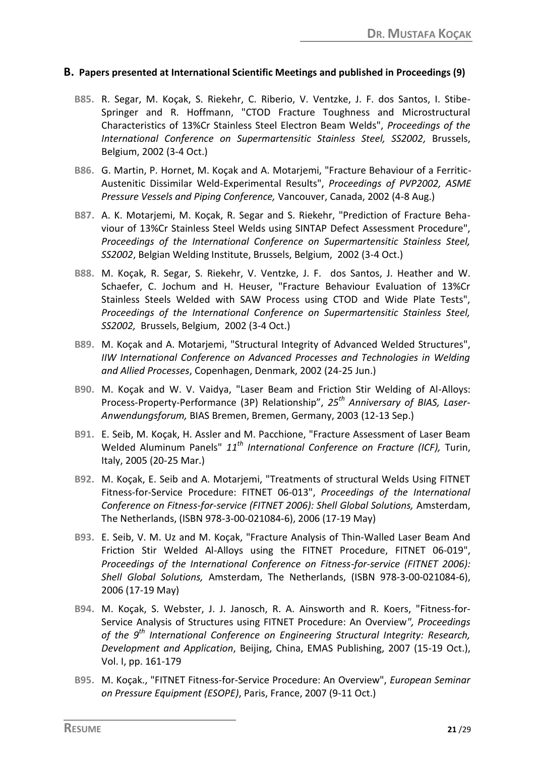## B. Papers presented at International Scientific Meetings and published in Proceedings (9)

**B85.** R. Segar, M. Koçak, S. Riekehr, C. Riberio, V. Ventzke, J. F. dos Santos, I. Stibe-Springer and R. Hoffmann, "CTOD Fracture Toughness and Microstructural Characteristics of 13%Cr Stainless Steel Electron Beam Welds", *Proceedings of the International Conference on Supermartensitic Stainless Steel, SS2002,* Brussels, Belgium, 2002 (3-4 Oct.)

**B86.** G. Martin, P. Hornet, M. Koçak and A. Motarjemi, "Fracture Behaviour of a Ferritic-Austenitic Dissimilar Weld-Experimental Results", *Proceedings of PVP2002, ASME Pressure Vessels and Piping Conference,* Vancouver, Canada, 2002 (4-8 Aug.)

**B87.** A. K. Motarjemi, M. Koçak, R. Segar and S. Riekehr, "Prediction of Fracture Behaviour of 13%Cr Stainless Steel Welds using SINTAP Defect Assessment Procedure", *Proceedings of the International Conference on Supermartensitic Stainless Steel, SS2002*, Belgian Welding Institute, Brussels, Belgium, 2002 (3-4 Oct.)

**B88.** M. Koçak, R. Segar, S. Riekehr, V. Ventzke, J. F. dos Santos, J. Heather and W. Schaefer, C. Jochum and H. Heuser, "Fracture Behaviour Evaluation of 13%Cr Stainless Steels Welded with SAW Process using CTOD and Wide Plate Tests", *Proceedings of the International Conference on Supermartensitic Stainless Steel, SS2002,* Brussels, Belgium, 2002 (3-4 Oct.)

**B89.** M. Koçak and A. Motarjemi, "Structural Integrity of Advanced Welded Structures", *IIW International Conference on Advanced Processes and Technologies in Welding and Allied Processes*, Copenhagen, Denmark, 2002 (24-25 Jun.)

**B90.** M. Koçak and W. V. Vaidya, "Laser Beam and Friction Stir Welding of Al-Alloys: Process-Property-Performance (3P) Relationship", *25th Anniversary of BIAS, Laser-Anwendungsforum,* BIAS Bremen, Bremen, Germany, 2003 (12-13 Sep.)

**B91.** E. Seib, M. Koçak, H. Assler and M. Pacchione, "Fracture Assessment of Laser Beam Welded Aluminum Panels" *11th International Conference on Fracture (ICF),* Turin, Italy, 2005 (20-25 Mar.)

**B92.** M. Koçak, E. Seib and A. Motarjemi, "Treatments of structural Welds Using FITNET Fitness-for-Service Procedure: FITNET 06-013", *Proceedings of the International Conference on Fitness-for-service (FITNET 2006): Shell Global Solutions,* Amsterdam, The Netherlands, (ISBN 978-3-00-021084-6), 2006 (17-19 May)

**B93.** E. Seib, V. M. Uz and M. Koçak, "Fracture Analysis of Thin-Walled Laser Beam And Friction Stir Welded Al-Alloys using the FITNET Procedure, FITNET 06-019", *Proceedings of the International Conference on Fitness-for-service (FITNET 2006): Shell Global Solutions,* Amsterdam, The Netherlands, (ISBN 978-3-00-021084-6), 2006 (17-19 May)

**B94.** M. Koçak, S. Webster, J. J. Janosch, R. A. Ainsworth and R. Koers, "Fitness-for-Service Analysis of Structures using FITNET Procedure: An Overview", *Proceedings of the 9th International Conference on Engineering Structural Integrity: Research, Development and Application*, Beijing, China, EMAS Publishing, 2007 (15-19 Oct.), Vol. I, pp. 161-179

**B95.** M. Koçak., "FITNET Fitness-for-Service Procedure: An Overview", *European Seminar on Pressure Equipment (ESOPE)*, Paris, France, 2007 (9-11 Oct.)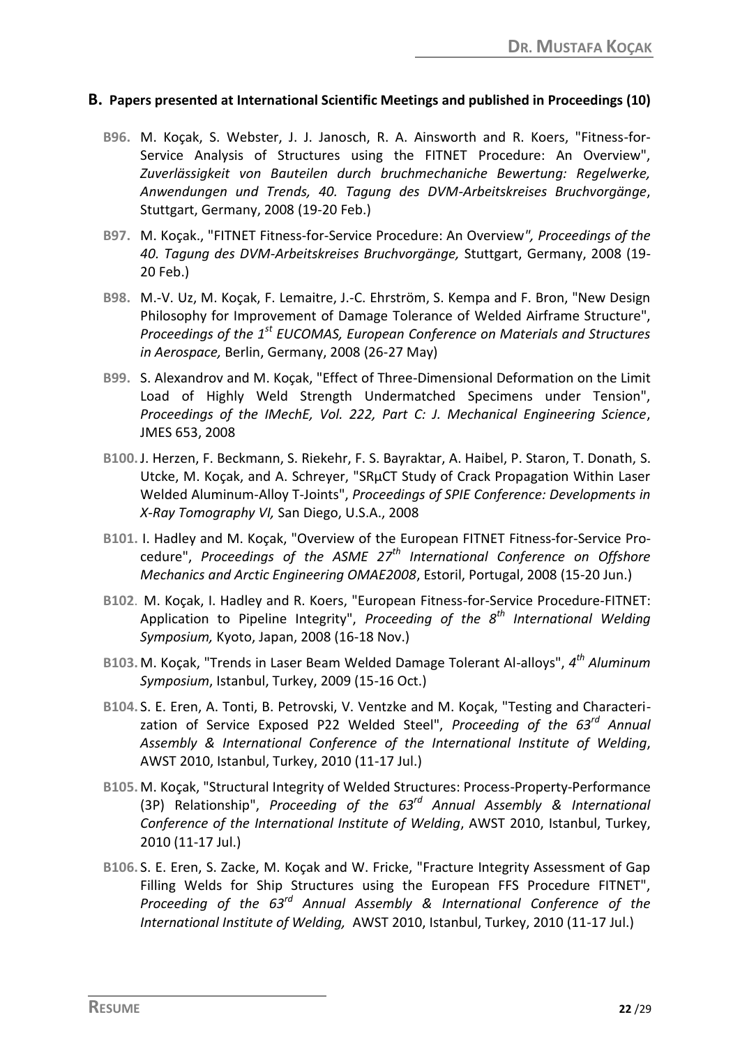## B. Papers presented at International Scientific Meetings and published in Proceedings (10)

**B96.** M. Koçak, S. Webster, J. J. Janosch, R. A. Ainsworth and R. Koers, "Fitness-for-Service Analysis of Structures using the FITNET Procedure: An Overview", *Zuverlässigkeit von Bauteilen durch bruchmechaniche Bewertung: Regelwerke, Anwendungen und Trends, 40. Tagung des DVM-Arbeitskreises Bruchvorgänge*, Stuttgart, Germany, 2008 (19-20 Feb.)

**B97.** M. Koçak., "FITNET Fitness-for-Service Procedure: An Overview*", Proceedings of the 40. Tagung des DVM-Arbeitskreises Bruchvorgänge,* Stuttgart, Germany, 2008 (19-20 Feb.)

**B98.** M.-V. Uz, M. Koçak, F. Lemaitre, J.-C. Ehrström, S. Kempa and F. Bron, "New Design Philosophy for Improvement of Damage Tolerance of Welded Airframe Structure", *Proceedings of the 1st EUCOMAS, European Conference on Materials and Structures in Aerospace,* Berlin, Germany, 2008 (26-27 May)

**B99.** S. Alexandrov and M. Koçak, "Effect of Three-Dimensional Deformation on the Limit Load of Highly Weld Strength Undermatched Specimens under Tension", *Proceedings of the IMechE, Vol. 222, Part C: J. Mechanical Engineering Science*, JMES 653, 2008

**B100.** J. Herzen, F. Beckmann, S. Riekehr, F. S. Bayraktar, A. Haibel, P. Staron, T. Donath, S. Utcke, M. Koçak, and A. Schreyer, "SRµCT Study of Crack Propagation Within Laser Welded Aluminum-Alloy T-Joints", *Proceedings of SPIE Conference: Developments in X-Ray Tomography VI,* San Diego, U.S.A., 2008

**B101.** I. Hadley and M. Koçak, "Overview of the European FITNET Fitness-for-Service Procedure", *Proceedings of the ASME 27th International Conference on Offshore Mechanics and Arctic Engineering OMAE2008*, Estoril, Portugal, 2008 (15-20 Jun.)

**B102**. M. Koçak, I. Hadley and R. Koers, "European Fitness-for-Service Procedure-FITNET: Application to Pipeline Integrity", *Proceeding of the 8th International Welding Symposium,* Kyoto, Japan, 2008 (16-18 Nov.)

**B103.** M. Koçak, "Trends in Laser Beam Welded Damage Tolerant Al-alloys", *4th Aluminum Symposium*, Istanbul, Turkey, 2009 (15-16 Oct.)

**B104.** S. E. Eren, A. Tonti, B. Petrovski, V. Ventzke and M. Koçak, "Testing and Characterization of Service Exposed P22 Welded Steel", *Proceeding of the 63rd Annual Assembly & International Conference of the International Institute of Welding*, AWST 2010, Istanbul, Turkey, 2010 (11-17 Jul.)

**B105.** M. Koçak, "Structural Integrity of Welded Structures: Process-Property-Performance (3P) Relationship", *Proceeding of the 63rd Annual Assembly & International Conference of the International Institute of Welding*, AWST 2010, Istanbul, Turkey, 2010 (11-17 Jul.)

**B106.** S. E. Eren, S. Zacke, M. Koçak and W. Fricke, "Fracture Integrity Assessment of Gap Filling Welds for Ship Structures using the European FFS Procedure FITNET", *Proceeding of the 63rd Annual Assembly & International Conference of the International Institute of Welding,* AWST 2010, Istanbul, Turkey, 2010 (11-17 Jul.)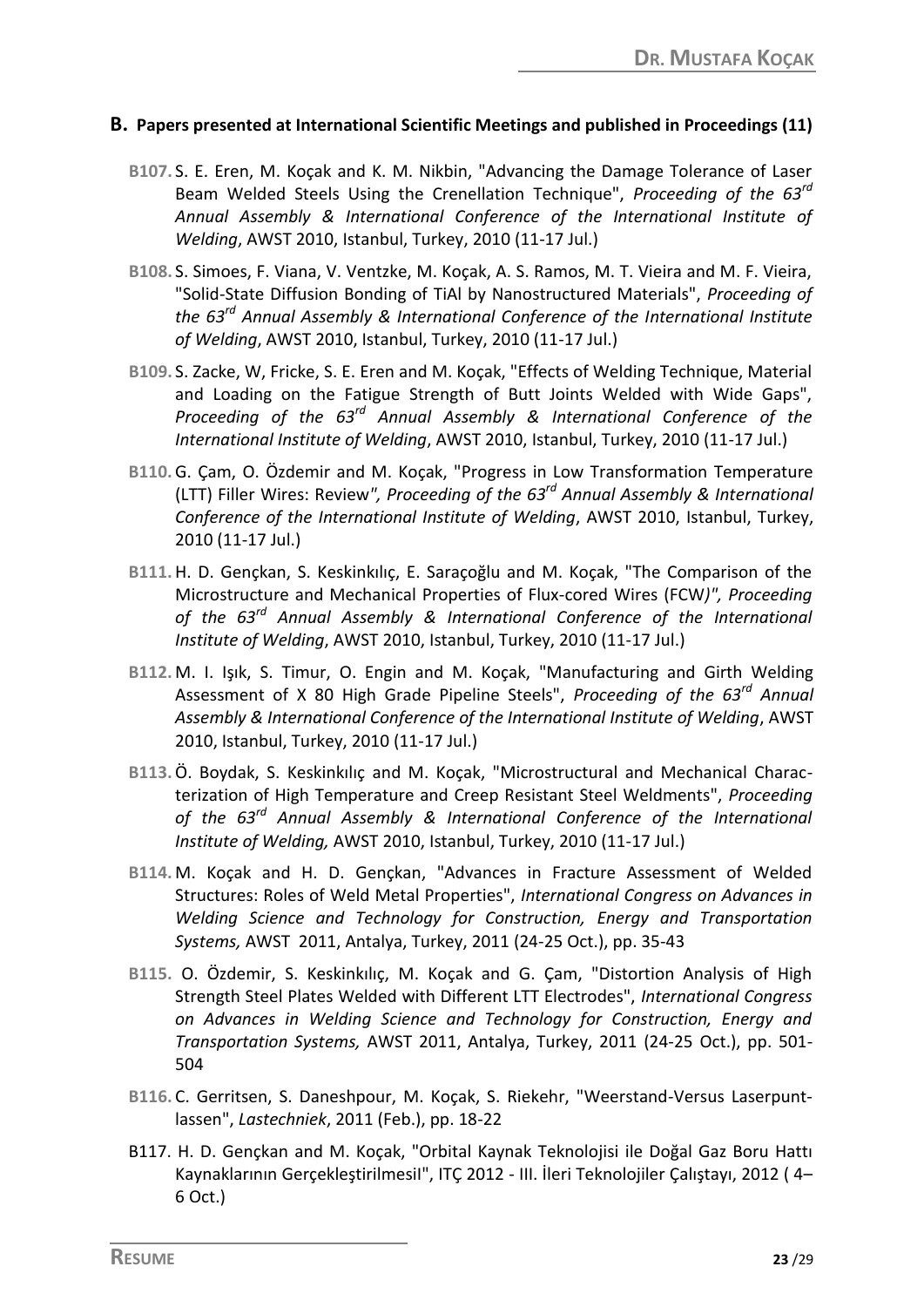## B. Papers presented at International Scientific Meetings and published in Proceedings (11)

**B107.** S. E. Eren, M. Koçak and K. M. Nikbin, "Advancing the Damage Tolerance of Laser Beam Welded Steels Using the Crenellation Technique", *Proceeding of the 63rd Annual Assembly & International Conference of the International Institute of Welding*, AWST 2010, Istanbul, Turkey, 2010 (11-17 Jul.)

**B108.** S. Simoes, F. Viana, V. Ventzke, M. Koçak, A. S. Ramos, M. T. Vieira and M. F. Vieira, "Solid-State Diffusion Bonding of TiAl by Nanostructured Materials", *Proceeding of the 63rd Annual Assembly & International Conference of the International Institute of Welding*, AWST 2010, Istanbul, Turkey, 2010 (11-17 Jul.)

**B109.** S. Zacke, W, Fricke, S. E. Eren and M. Koçak, "Effects of Welding Technique, Material and Loading on the Fatigue Strength of Butt Joints Welded with Wide Gaps", *Proceeding of the 63rd Annual Assembly & International Conference of the International Institute of Welding*, AWST 2010, Istanbul, Turkey, 2010 (11-17 Jul.)

**B110.** G. Çam, O. Özdemir and M. Koçak, "Progress in Low Transformation Temperature (LTT) Filler Wires: Review*", Proceeding of the 63rd Annual Assembly & International Conference of the International Institute of Welding*, AWST 2010, Istanbul, Turkey, 2010 (11-17 Jul.)

**B111.** H. D. Gençkan, S. Keskinkılıç, E. Saraçoğlu and M. Koçak, "The Comparison of the Microstructure and Mechanical Properties of Flux-cored Wires (FCW*)", Proceeding of the 63rd Annual Assembly & International Conference of the International Institute of Welding*, AWST 2010, Istanbul, Turkey, 2010 (11-17 Jul.)

**B112.** M. I. Işık, S. Timur, O. Engin and M. Koçak, "Manufacturing and Girth Welding Assessment of X 80 High Grade Pipeline Steels", *Proceeding of the 63rd Annual Assembly & International Conference of the International Institute of Welding*, AWST 2010, Istanbul, Turkey, 2010 (11-17 Jul.)

**B113.** Ö. Boydak, S. Keskinkılıç and M. Koçak, "Microstructural and Mechanical Characterization of High Temperature and Creep Resistant Steel Weldments", *Proceeding of the 63rd Annual Assembly & International Conference of the International Institute of Welding,* AWST 2010, Istanbul, Turkey, 2010 (11-17 Jul.)

**B114.** M. Koçak and H. D. Gençkan, "Advances in Fracture Assessment of Welded Structures: Roles of Weld Metal Properties", *International Congress on Advances in Welding Science and Technology for Construction, Energy and Transportation Systems,* AWST 2011, Antalya, Turkey, 2011 (24-25 Oct.), pp. 35-43

**B115.** O. Özdemir, S. Keskinkılıç, M. Koçak and G. Çam, "Distortion Analysis of High Strength Steel Plates Welded with Different LTT Electrodes", *International Congress on Advances in Welding Science and Technology for Construction, Energy and Transportation Systems,* AWST 2011, Antalya, Turkey, 2011 (24-25 Oct.), pp. 501-504

**B116.** C. Gerritsen, S. Daneshpour, M. Koçak, S. Riekehr, "Weerstand-Versus Laserpuntlassen", *Lastechniek*, 2011 (Feb.), pp. 18-22

B117. H. D. Gençkan and M. Koçak, "Orbital Kaynak Teknolojisi ile Doğal Gaz Boru Hattı Kaynaklarının Gerçekleştirilmesiİ", ITÇ 2012 - III. İleri Teknolojiler Çalıştayı, 2012 ( 4–6 Oct.)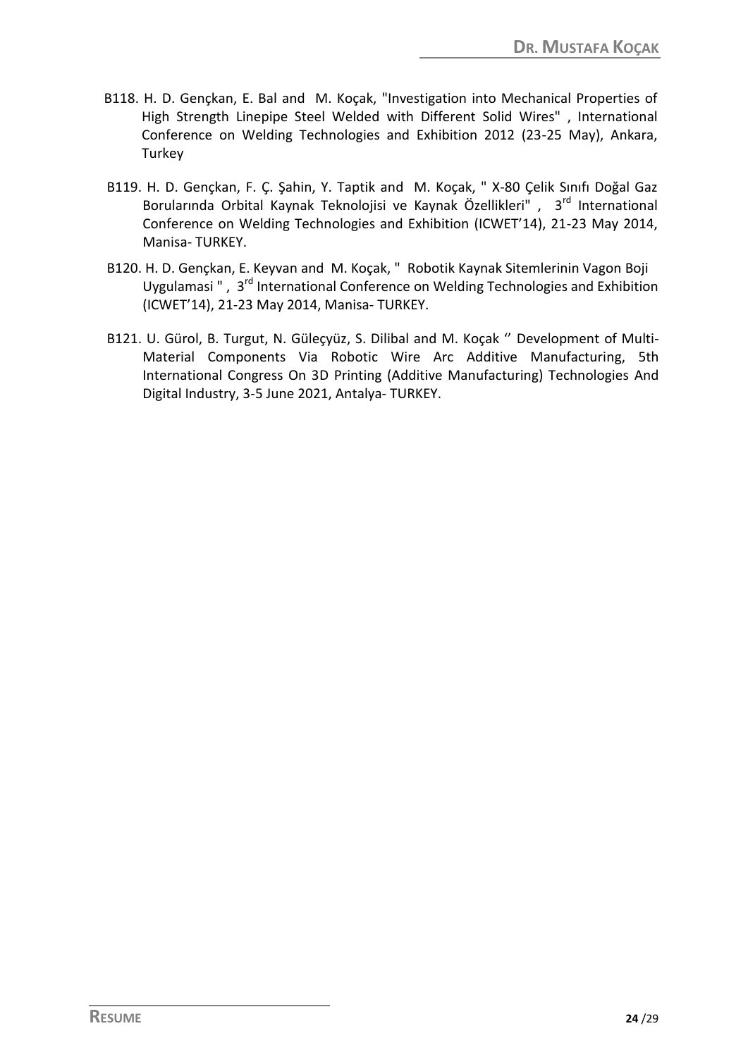B118. H. D. Gençkan, E. Bal and M. Koçak, "Investigation into Mechanical Properties of High Strength Linepipe Steel Welded with Different Solid Wires" , International Conference on Welding Technologies and Exhibition 2012 (23-25 May), Ankara, Turkey

B119. H. D. Gençkan, F. Ç. Şahin, Y. Taptik and M. Koçak, " X-80 Çelik Sınıfı Doğal Gaz Borularında Orbital Kaynak Teknolojisi ve Kaynak Özellikleri" , 3rd International Conference on Welding Technologies and Exhibition (ICWET'14), 21-23 May 2014, Manisa- TURKEY.

B120. H. D. Gençkan, E. Keyvan and M. Koçak, " Robotik Kaynak Sitemlerinin Vagon Boji Uygulamasi " , 3rd International Conference on Welding Technologies and Exhibition (ICWET'14), 21-23 May 2014, Manisa- TURKEY.

B121. U. Gürol, B. Turgut, N. Güleçyüz, S. Dilibal and M. Koçak '' Development of Multi-Material Components Via Robotic Wire Arc Additive Manufacturing, 5th International Congress On 3D Printing (Additive Manufacturing) Technologies And Digital Industry, 3-5 June 2021, Antalya- TURKEY.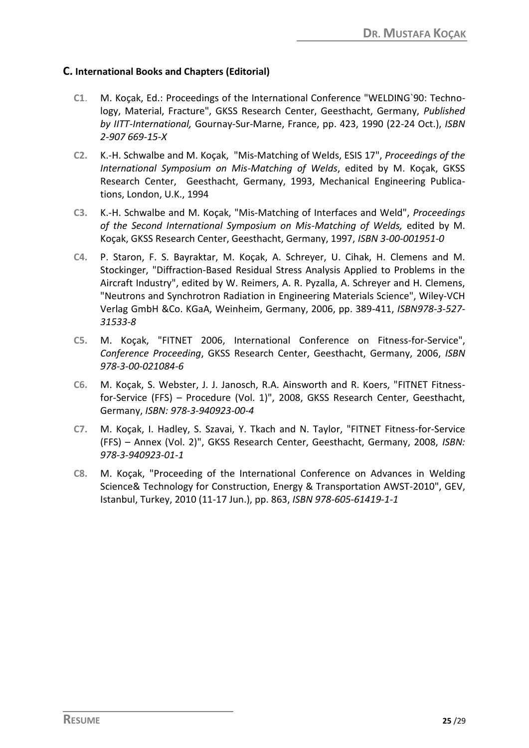## C. International Books and Chapters (Editorial)

**C1**. M. Koçak, Ed.: Proceedings of the International Conference "WELDING`90: Technology, Material, Fracture", GKSS Research Center, Geesthacht, Germany, *Published by IITT-International,* Gournay-Sur-Marne, France, pp. 423, 1990 (22-24 Oct.), *ISBN 2-907 669-15-X*

**C2.** K.-H. Schwalbe and M. Koçak, "Mis-Matching of Welds, ESIS 17", *Proceedings of the International Symposium on Mis-Matching of Welds*, edited by M. Koçak, GKSS Research Center, Geesthacht, Germany, 1993, Mechanical Engineering Publications, London, U.K., 1994

**C3.** K.-H. Schwalbe and M. Koçak, "Mis-Matching of Interfaces and Weld", *Proceedings of the Second International Symposium on Mis-Matching of Welds,* edited by M. Koçak, GKSS Research Center, Geesthacht, Germany, 1997, *ISBN 3-00-001951-0*

**C4.** P. Staron, F. S. Bayraktar, M. Koçak, A. Schreyer, U. Cihak, H. Clemens and M. Stockinger, "Diffraction-Based Residual Stress Analysis Applied to Problems in the Aircraft Industry", edited by W. Reimers, A. R. Pyzalla, A. Schreyer and H. Clemens, "Neutrons and Synchrotron Radiation in Engineering Materials Science", Wiley-VCH Verlag GmbH &Co. KGaA, Weinheim, Germany, 2006, pp. 389-411, *ISBN978-3-527-31533-8*

**C5.** M. Koçak, "FITNET 2006, International Conference on Fitness-for-Service", *Conference Proceeding*, GKSS Research Center, Geesthacht, Germany, 2006, *ISBN 978-3-00-021084-6*

**C6.** M. Koçak, S. Webster, J. J. Janosch, R.A. Ainsworth and R. Koers, "FITNET Fitness-for-Service (FFS) – Procedure (Vol. 1)", 2008, GKSS Research Center, Geesthacht, Germany, *ISBN: 978-3-940923-00-4*

**C7.** M. Koçak, I. Hadley, S. Szavai, Y. Tkach and N. Taylor, "FITNET Fitness-for-Service (FFS) – Annex (Vol. 2)", GKSS Research Center, Geesthacht, Germany, 2008, *ISBN: 978-3-940923-01-1*

**C8.** M. Koçak, "Proceeding of the International Conference on Advances in Welding Science& Technology for Construction, Energy & Transportation AWST-2010", GEV, Istanbul, Turkey, 2010 (11-17 Jun.), pp. 863, *ISBN 978-605-61419-1-1*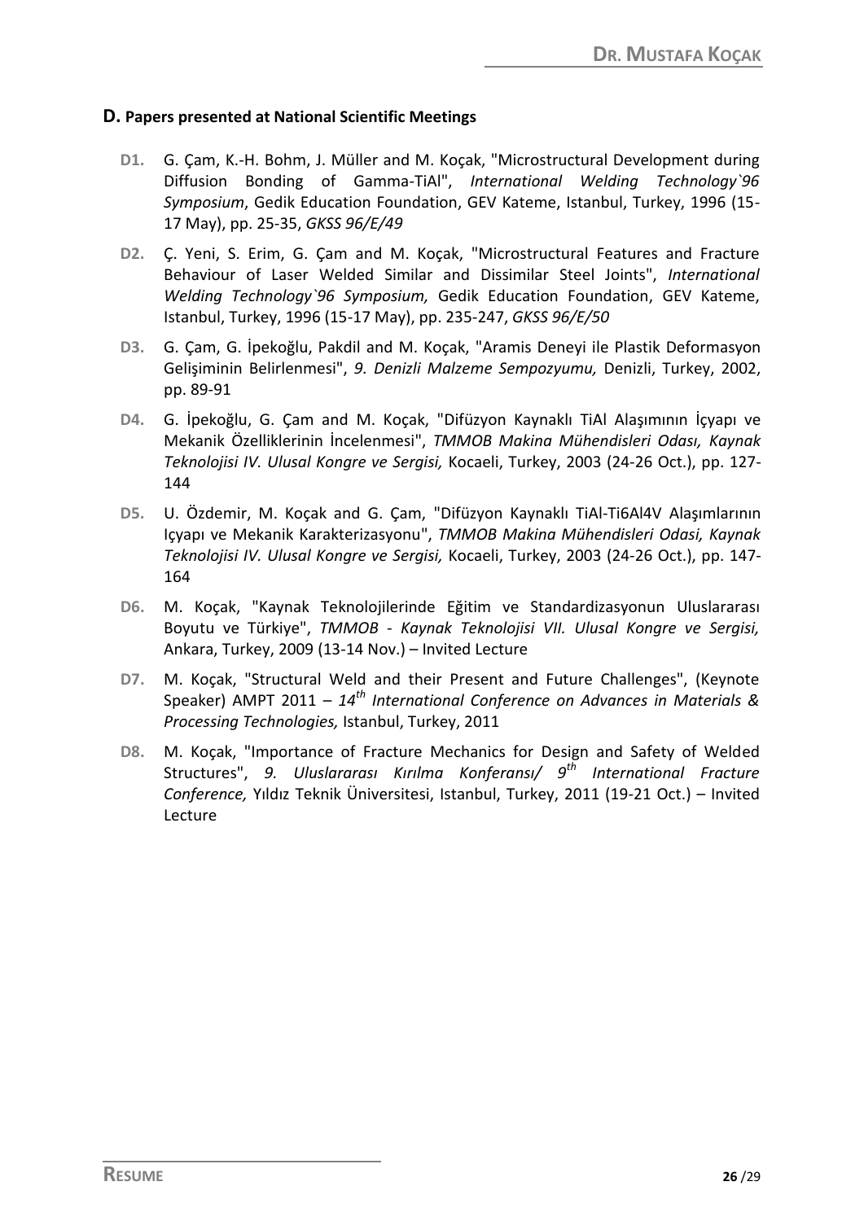## D. Papers presented at National Scientific Meetings

**D1.** G. Çam, K.-H. Bohm, J. Müller and M. Koçak, "Microstructural Development during Diffusion Bonding of Gamma-TiAl", *International Welding Technology`96 Symposium*, Gedik Education Foundation, GEV Kateme, Istanbul, Turkey, 1996 (15-17 May), pp. 25-35, *GKSS 96/E/49*

**D2.** Ç. Yeni, S. Erim, G. Çam and M. Koçak, "Microstructural Features and Fracture Behaviour of Laser Welded Similar and Dissimilar Steel Joints", *International Welding Technology`96 Symposium,* Gedik Education Foundation, GEV Kateme, Istanbul, Turkey, 1996 (15-17 May), pp. 235-247, *GKSS 96/E/50*

**D3.** G. Çam, G. İpekoğlu, Pakdil and M. Koçak, "Aramis Deneyi ile Plastik Deformasyon Gelişiminin Belirlenmesi", *9. Denizli Malzeme Sempozyumu,* Denizli, Turkey, 2002, pp. 89-91

**D4.** G. İpekoğlu, G. Çam and M. Koçak, "Difüzyon Kaynaklı TiAl Alaşımının İçyapı ve Mekanik Özelliklerinin İncelenmesi", *TMMOB Makina Mühendisleri Odası, Kaynak Teknolojisi IV. Ulusal Kongre ve Sergisi,* Kocaeli, Turkey, 2003 (24-26 Oct.), pp. 127-144

**D5.** U. Özdemir, M. Koçak and G. Çam, "Difüzyon Kaynaklı TiAl-Ti6Al4V Alaşımlarının Içyapı ve Mekanik Karakterizasyonu", *TMMOB Makina Mühendisleri Odasi, Kaynak Teknolojisi IV. Ulusal Kongre ve Sergisi,* Kocaeli, Turkey, 2003 (24-26 Oct.), pp. 147-164

**D6.** M. Koçak, "Kaynak Teknolojilerinde Eğitim ve Standardizasyonun Uluslararası Boyutu ve Türkiye", *TMMOB - Kaynak Teknolojisi VII. Ulusal Kongre ve Sergisi,* Ankara, Turkey, 2009 (13-14 Nov.) – Invited Lecture

**D7.** M. Koçak, "Structural Weld and their Present and Future Challenges", (Keynote Speaker) AMPT 2011 – *14th International Conference on Advances in Materials & Processing Technologies,* Istanbul, Turkey, 2011

**D8.** M. Koçak, "Importance of Fracture Mechanics for Design and Safety of Welded Structures", *9. Uluslararası Kırılma Konferansı/ 9th International Fracture Conference,* Yıldız Teknik Üniversitesi, Istanbul, Turkey, 2011 (19-21 Oct.) – Invited Lecture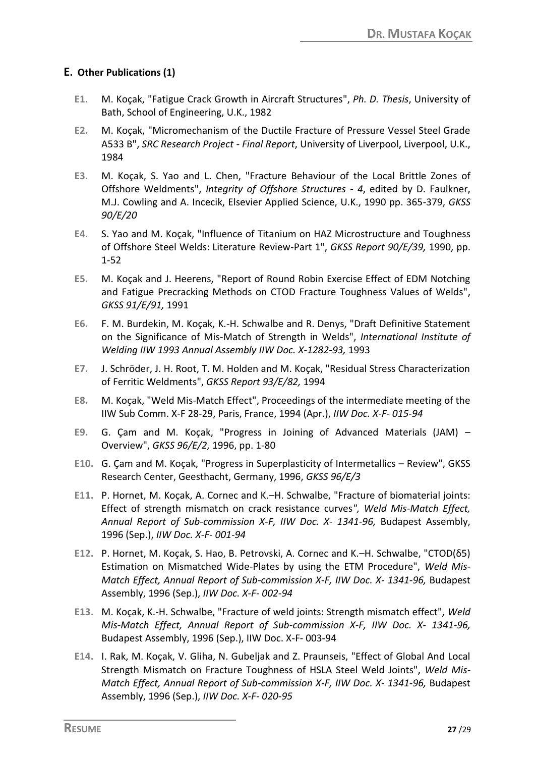## E. Other Publications (1)

- **E1.** M. Koçak, "Fatigue Crack Growth in Aircraft Structures", *Ph. D. Thesis*, University of Bath, School of Engineering, U.K., 1982
- **E2.** M. Koçak, "Micromechanism of the Ductile Fracture of Pressure Vessel Steel Grade A533 B", *SRC Research Project - Final Report*, University of Liverpool, Liverpool, U.K., 1984
- **E3.** M. Koçak, S. Yao and L. Chen, "Fracture Behaviour of the Local Brittle Zones of Offshore Weldments", *Integrity of Offshore Structures - 4*, edited by D. Faulkner, M.J. Cowling and A. Incecik, Elsevier Applied Science, U.K., 1990 pp. 365-379, *GKSS 90/E/20*
- **E4**. S. Yao and M. Koçak, "Influence of Titanium on HAZ Microstructure and Toughness of Offshore Steel Welds: Literature Review-Part 1", *GKSS Report 90/E/39,* 1990, pp. 1-52
- **E5.** M. Koçak and J. Heerens, "Report of Round Robin Exercise Effect of EDM Notching and Fatigue Precracking Methods on CTOD Fracture Toughness Values of Welds", *GKSS 91/E/91,* 1991
- **E6.** F. M. Burdekin, M. Koçak, K.-H. Schwalbe and R. Denys, "Draft Definitive Statement on the Significance of Mis-Match of Strength in Welds", *International Institute of Welding IIW 1993 Annual Assembly IIW Doc. X-1282-93,* 1993
- **E7.** J. Schröder, J. H. Root, T. M. Holden and M. Koçak, "Residual Stress Characterization of Ferritic Weldments", *GKSS Report 93/E/82,* 1994
- **E8.** M. Koçak, "Weld Mis-Match Effect", Proceedings of the intermediate meeting of the IIW Sub Comm. X-F 28-29, Paris, France, 1994 (Apr.), *IIW Doc. X-F- 015-94*
- **E9.** G. Çam and M. Koçak, "Progress in Joining of Advanced Materials (JAM) – Overview", *GKSS 96/E/2,* 1996, pp. 1-80
- **E10.** G. Çam and M. Koçak, "Progress in Superplasticity of Intermetallics – Review", GKSS Research Center, Geesthacht, Germany, 1996, *GKSS 96/E/3*
- **E11.** P. Hornet, M. Koçak, A. Cornec and K.–H. Schwalbe, "Fracture of biomaterial joints: Effect of strength mismatch on crack resistance curves*", Weld Mis-Match Effect, Annual Report of Sub-commission X-F, IIW Doc. X- 1341-96,* Budapest Assembly, 1996 (Sep.), *IIW Doc. X-F- 001-94*
- **E12.** P. Hornet, M. Koçak, S. Hao, B. Petrovski, A. Cornec and K.–H. Schwalbe, "CTOD(δ5) Estimation on Mismatched Wide-Plates by using the ETM Procedure", *Weld Mis-Match Effect, Annual Report of Sub-commission X-F, IIW Doc. X- 1341-96,* Budapest Assembly, 1996 (Sep.), *IIW Doc. X-F- 002-94*
- **E13.** M. Koçak, K.-H. Schwalbe, "Fracture of weld joints: Strength mismatch effect", *Weld Mis-Match Effect, Annual Report of Sub-commission X-F, IIW Doc. X- 1341-96,* Budapest Assembly, 1996 (Sep.), IIW Doc. X-F- 003-94
- **E14.** I. Rak, M. Koçak, V. Gliha, N. Gubeljak and Z. Praunseis, "Effect of Global And Local Strength Mismatch on Fracture Toughness of HSLA Steel Weld Joints", *Weld Mis-Match Effect, Annual Report of Sub-commission X-F, IIW Doc. X- 1341-96,* Budapest Assembly, 1996 (Sep.), *IIW Doc. X-F- 020-95*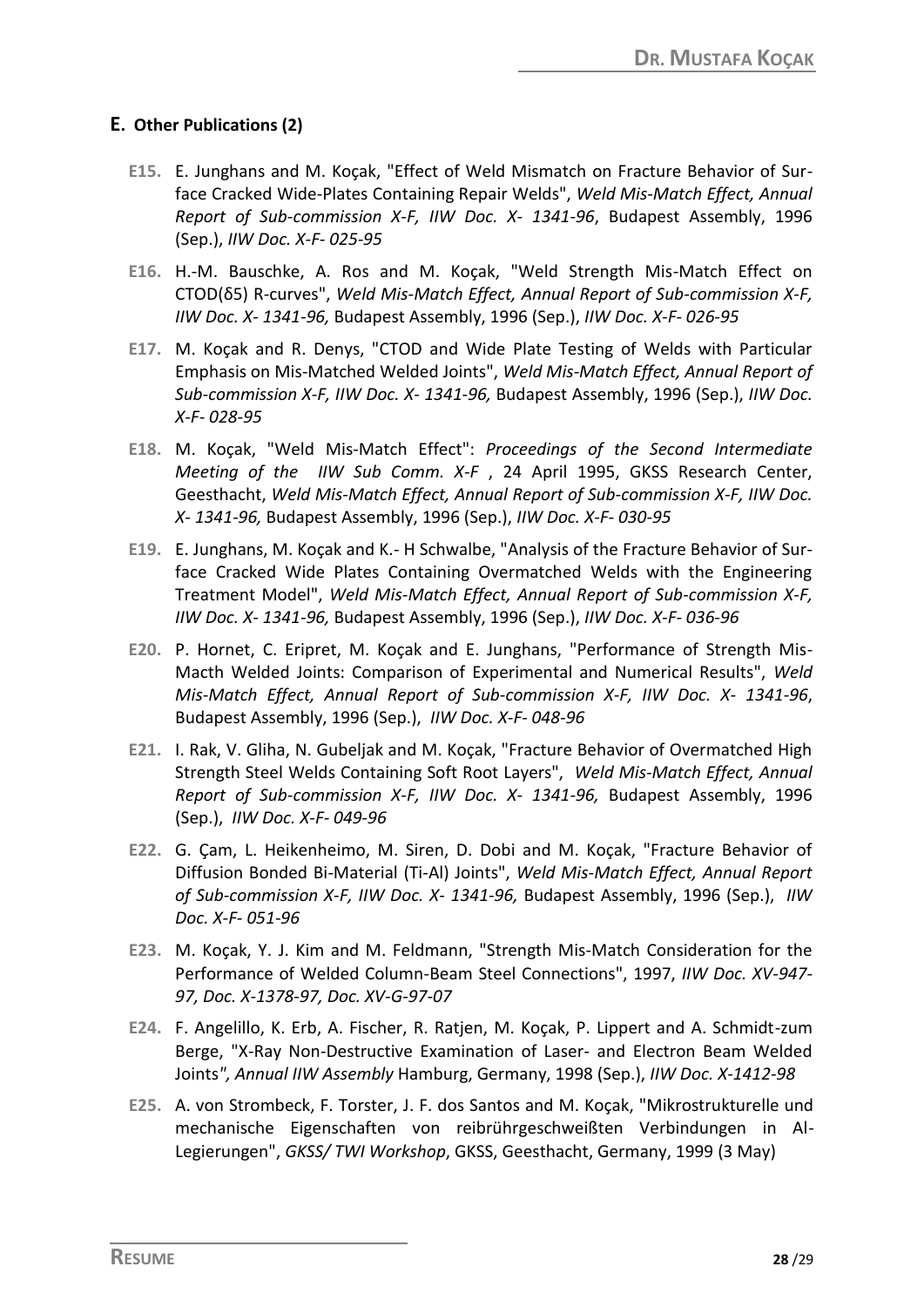## E. Other Publications (2)

- **E15.** E. Junghans and M. Koçak, "Effect of Weld Mismatch on Fracture Behavior of Surface Cracked Wide-Plates Containing Repair Welds", *Weld Mis-Match Effect, Annual Report of Sub-commission X-F, IIW Doc. X- 1341-96*, Budapest Assembly, 1996 (Sep.), *IIW Doc. X-F- 025-95*
- **E16.** H.-M. Bauschke, A. Ros and M. Koçak, "Weld Strength Mis-Match Effect on CTOD(δ5) R-curves", *Weld Mis-Match Effect, Annual Report of Sub-commission X-F, IIW Doc. X- 1341-96,* Budapest Assembly, 1996 (Sep.), *IIW Doc. X-F- 026-95*
- **E17.** M. Koçak and R. Denys, "CTOD and Wide Plate Testing of Welds with Particular Emphasis on Mis-Matched Welded Joints", *Weld Mis-Match Effect, Annual Report of Sub-commission X-F, IIW Doc. X- 1341-96,* Budapest Assembly, 1996 (Sep.), *IIW Doc. X-F- 028-95*
- **E18.** M. Koçak, "Weld Mis-Match Effect": *Proceedings of the Second Intermediate Meeting of the IIW Sub Comm. X-F* , 24 April 1995, GKSS Research Center, Geesthacht, *Weld Mis-Match Effect, Annual Report of Sub-commission X-F, IIW Doc. X- 1341-96,* Budapest Assembly, 1996 (Sep.), *IIW Doc. X-F- 030-95*
- **E19.** E. Junghans, M. Koçak and K.- H Schwalbe, "Analysis of the Fracture Behavior of Surface Cracked Wide Plates Containing Overmatched Welds with the Engineering Treatment Model", *Weld Mis-Match Effect, Annual Report of Sub-commission X-F, IIW Doc. X- 1341-96,* Budapest Assembly, 1996 (Sep.), *IIW Doc. X-F- 036-96*
- **E20.** P. Hornet, C. Eripret, M. Koçak and E. Junghans, "Performance of Strength Mis-Macth Welded Joints: Comparison of Experimental and Numerical Results", *Weld Mis-Match Effect, Annual Report of Sub-commission X-F, IIW Doc. X- 1341-96*, Budapest Assembly, 1996 (Sep.), *IIW Doc. X-F- 048-96*
- **E21.** I. Rak, V. Gliha, N. Gubeljak and M. Koçak, "Fracture Behavior of Overmatched High Strength Steel Welds Containing Soft Root Layers", *Weld Mis-Match Effect, Annual Report of Sub-commission X-F, IIW Doc. X- 1341-96,* Budapest Assembly, 1996 (Sep.), *IIW Doc. X-F- 049-96*
- **E22.** G. Çam, L. Heikenheimo, M. Siren, D. Dobi and M. Koçak, "Fracture Behavior of Diffusion Bonded Bi-Material (Ti-Al) Joints", *Weld Mis-Match Effect, Annual Report of Sub-commission X-F, IIW Doc. X- 1341-96,* Budapest Assembly, 1996 (Sep.), *IIW Doc. X-F- 051-96*
- **E23.** M. Koçak, Y. J. Kim and M. Feldmann, "Strength Mis-Match Consideration for the Performance of Welded Column-Beam Steel Connections", 1997, *IIW Doc. XV-947-97, Doc. X-1378-97, Doc. XV-G-97-07*
- **E24.** F. Angelillo, K. Erb, A. Fischer, R. Ratjen, M. Koçak, P. Lippert and A. Schmidt-zum Berge, "X-Ray Non-Destructive Examination of Laser- and Electron Beam Welded Joints*", Annual IIW Assembly* Hamburg, Germany, 1998 (Sep.), *IIW Doc. X-1412-98*
- **E25.** A. von Strombeck, F. Torster, J. F. dos Santos and M. Koçak, "Mikrostrukturelle und mechanische Eigenschaften von reibrührgeschweißten Verbindungen in Al-Legierungen", *GKSS/ TWI Workshop*, GKSS, Geesthacht, Germany, 1999 (3 May)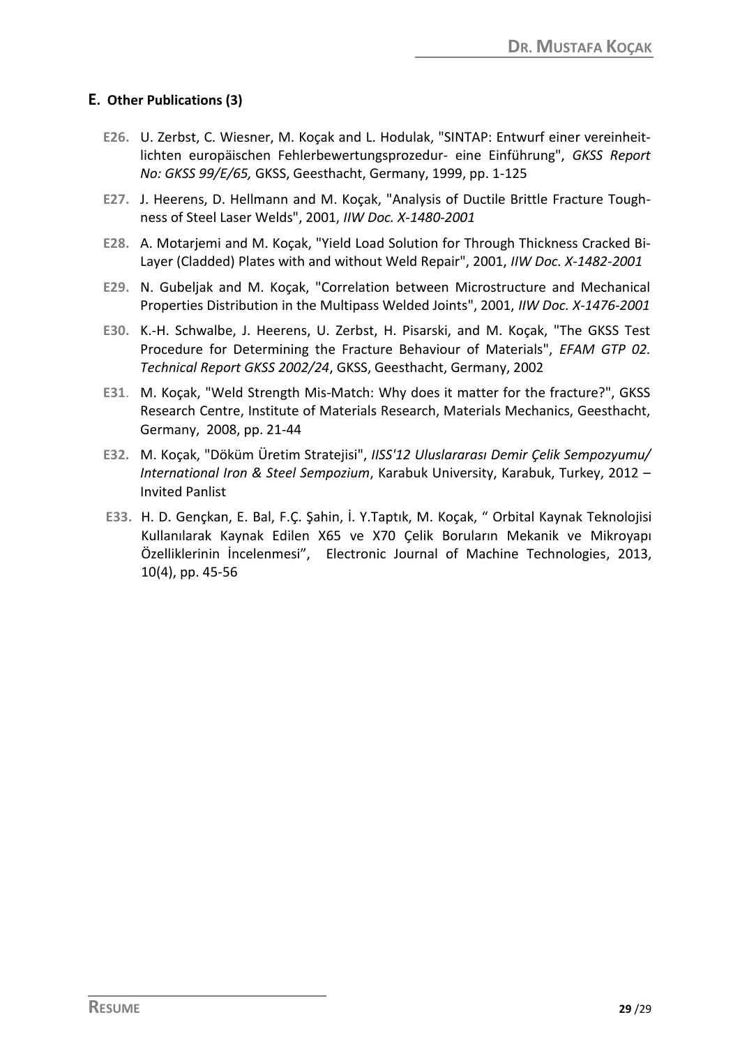## E. Other Publications (3)

**E26.** U. Zerbst, C. Wiesner, M. Koçak and L. Hodulak, "SINTAP: Entwurf einer vereinheitlichten europäischen Fehlerbewertungsprozedur- eine Einführung", *GKSS Report No: GKSS 99/E/65,* GKSS, Geesthacht, Germany, 1999, pp. 1-125

**E27.** J. Heerens, D. Hellmann and M. Koçak, "Analysis of Ductile Brittle Fracture Toughness of Steel Laser Welds", 2001, *IIW Doc. X-1480-2001*

**E28.** A. Motarjemi and M. Koçak, "Yield Load Solution for Through Thickness Cracked Bi-Layer (Cladded) Plates with and without Weld Repair", 2001, *IIW Doc. X-1482-2001*

**E29.** N. Gubeljak and M. Koçak, "Correlation between Microstructure and Mechanical Properties Distribution in the Multipass Welded Joints", 2001, *IIW Doc. X-1476-2001*

**E30.** K.-H. Schwalbe, J. Heerens, U. Zerbst, H. Pisarski, and M. Koçak, "The GKSS Test Procedure for Determining the Fracture Behaviour of Materials", *EFAM GTP 02. Technical Report GKSS 2002/24*, GKSS, Geesthacht, Germany, 2002

**E31**. M. Koçak, "Weld Strength Mis-Match: Why does it matter for the fracture?", GKSS Research Centre, Institute of Materials Research, Materials Mechanics, Geesthacht, Germany, 2008, pp. 21-44

**E32.** M. Koçak, "Döküm Üretim Stratejisi", *IISS'12 Uluslararası Demir Çelik Sempozyumu/ International Iron & Steel Sempozium*, Karabuk University, Karabuk, Turkey, 2012 – Invited Panlist

**E33.** H. D. Gençkan, E. Bal, F.Ç. Şahin, İ. Y.Taptık, M. Koçak, " Orbital Kaynak Teknolojisi Kullanılarak Kaynak Edilen X65 ve X70 Çelik Boruların Mekanik ve Mikroyapı Özelliklerinin İncelenmesi", Electronic Journal of Machine Technologies, 2013, 10(4), pp. 45-56